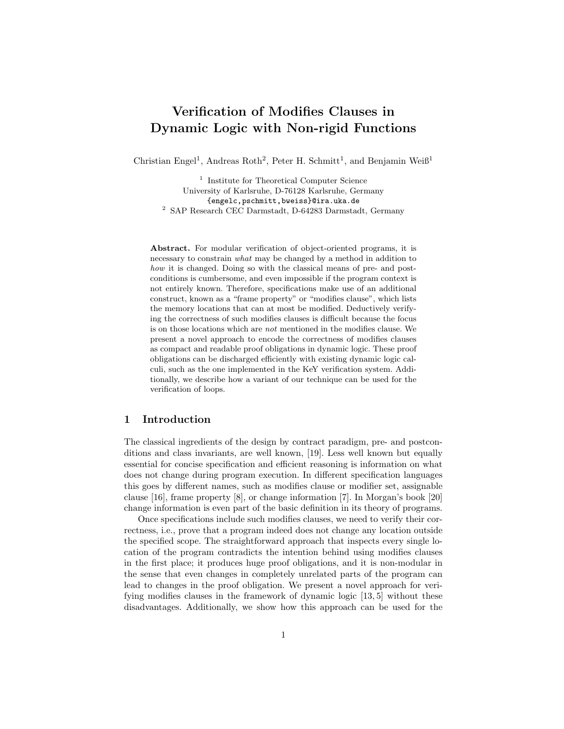# Verification of Modifies Clauses in Dynamic Logic with Non-rigid Functions

Christian Engel[1], Andreas Roth[2], Peter H. Schmitt[1], and Benjamin Weiß[1]

[1] Institute for Theoretical Computer Science
University of Karlsruhe, D-76128 Karlsruhe, Germany
{engelc,pschmitt,bweiss}@ira.uka.de

[2] SAP Research CEC Darmstadt, D-64283 Darmstadt, Germany

**Abstract.** For modular verification of object-oriented programs, it is necessary to constrain *what* may be changed by a method in addition to *how* it is changed. Doing so with the classical means of pre- and post-conditions is cumbersome, and even impossible if the program context is not entirely known. Therefore, specifications make use of an additional construct, known as a "frame property" or "modifies clause", which lists the memory locations that can at most be modified. Deductively verifying the correctness of such modifies clauses is difficult because the focus is on those locations which are *not* mentioned in the modifies clause. We present a novel approach to encode the correctness of modifies clauses as compact and readable proof obligations in dynamic logic. These proof obligations can be discharged efficiently with existing dynamic logic calculi, such as the one implemented in the KeY verification system. Additionally, we describe how a variant of our technique can be used for the verification of loops.

## 1 Introduction

The classical ingredients of the design by contract paradigm, pre- and postconditions and class invariants, are well known, [19]. Less well known but equally essential for concise specification and efficient reasoning is information on what does not change during program execution. In different specification languages this goes by different names, such as modifies clause or modifier set, assignable clause [16], frame property [8], or change information [7]. In Morgan's book [20] change information is even part of the basic definition in its theory of programs.

Once specifications include such modifies clauses, we need to verify their correctness, i.e., prove that a program indeed does not change any location outside the specified scope. The straightforward approach that inspects every single location of the program contradicts the intention behind using modifies clauses in the first place; it produces huge proof obligations, and it is non-modular in the sense that even changes in completely unrelated parts of the program can lead to changes in the proof obligation. We present a novel approach for verifying modifies clauses in the framework of dynamic logic [13, 5] without these disadvantages. Additionally, we show how this approach can be used for the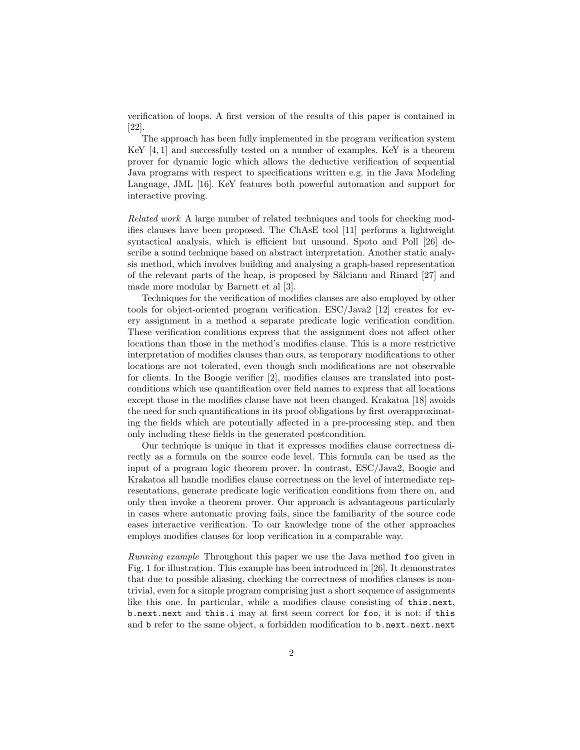verification of loops. A first version of the results of this paper is contained in [22].

The approach has been fully implemented in the program verification system KeY [4, 1] and successfully tested on a number of examples. KeY is a theorem prover for dynamic logic which allows the deductive verification of sequential Java programs with respect to specifications written e.g. in the Java Modeling Language, JML [16]. KeY features both powerful automation and support for interactive proving.

*Related work* A large number of related techniques and tools for checking modifies clauses have been proposed. The ChAsE tool [11] performs a lightweight syntactical analysis, which is efficient but unsound. Spoto and Poll [26] describe a sound technique based on abstract interpretation. Another static analysis method, which involves building and analysing a graph-based representation of the relevant parts of the heap, is proposed by Sălcianu and Rinard [27] and made more modular by Barnett et al [3].

Techniques for the verification of modifies clauses are also employed by other tools for object-oriented program verification. ESC/Java2 [12] creates for every assignment in a method a separate predicate logic verification condition. These verification conditions express that the assignment does not affect other locations than those in the method's modifies clause. This is a more restrictive interpretation of modifies clauses than ours, as temporary modifications to other locations are not tolerated, even though such modifications are not observable for clients. In the Boogie verifier [2], modifies clauses are translated into postconditions which use quantification over field names to express that all locations except those in the modifies clause have not been changed. Krakatoa [18] avoids the need for such quantifications in its proof obligations by first overapproximating the fields which are potentially affected in a pre-processing step, and then only including these fields in the generated postcondition.

Our technique is unique in that it expresses modifies clause correctness directly as a formula on the source code level. This formula can be used as the input of a program logic theorem prover. In contrast, ESC/Java2, Boogie and Krakatoa all handle modifies clause correctness on the level of intermediate representations, generate predicate logic verification conditions from there on, and only then invoke a theorem prover. Our approach is advantageous particularly in cases where automatic proving fails, since the familiarity of the source code eases interactive verification. To our knowledge none of the other approaches employs modifies clauses for loop verification in a comparable way.

*Running example* Throughout this paper we use the Java method `foo` given in Fig. 1 for illustration. This example has been introduced in [26]. It demonstrates that due to possible aliasing, checking the correctness of modifies clauses is non-trivial, even for a simple program comprising just a short sequence of assignments like this one. In particular, while a modifies clause consisting of `this.next`, `b.next.next` and `this.i` may at first seem correct for `foo`, it is not: if `this` and `b` refer to the same object, a forbidden modification to `b.next.next.next`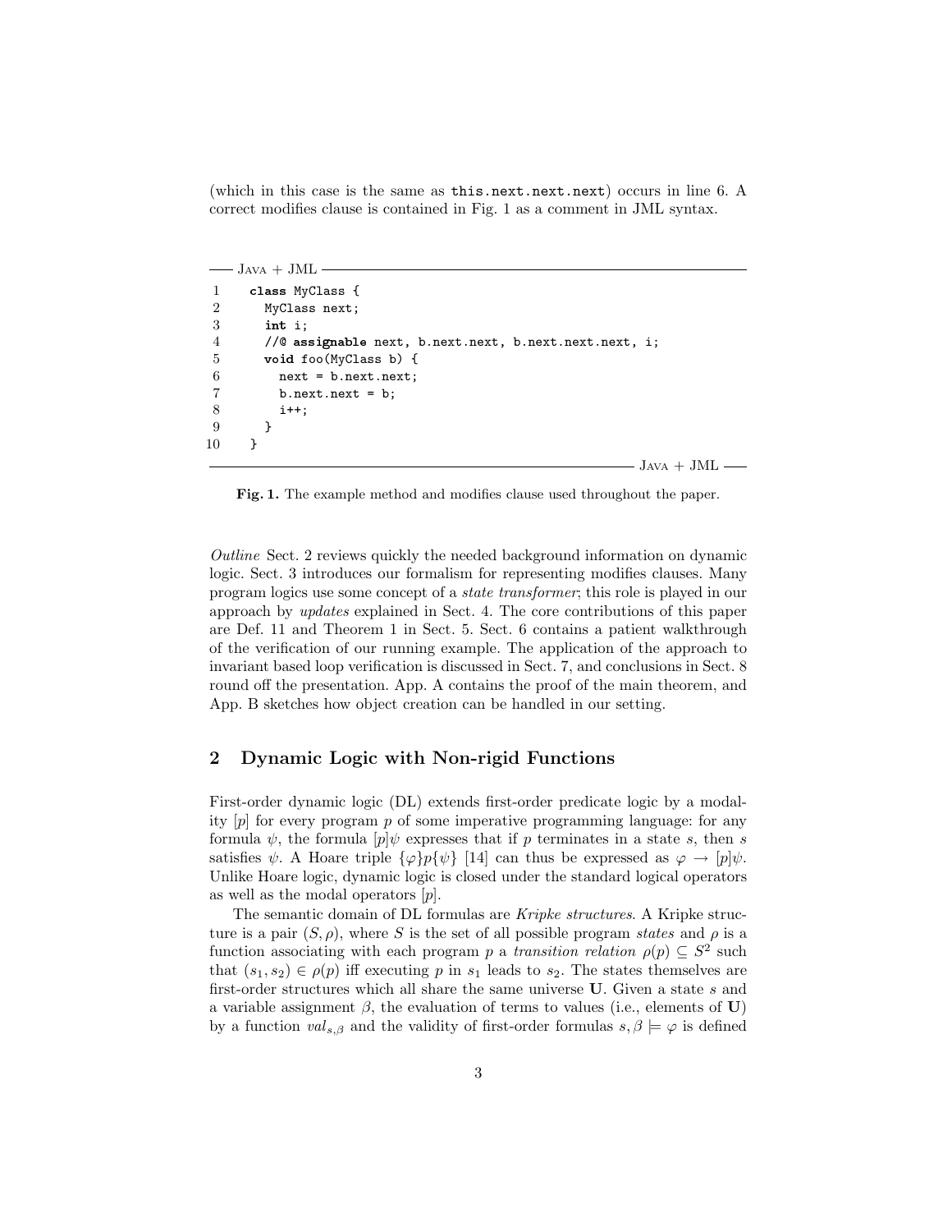(which in this case is the same as `this.next.next.next`) occurs in line 6. A correct modifies clause is contained in Fig. 1 as a comment in JML syntax.

```
 1  class MyClass {
 2    MyClass next;
 3    int i;
 4    //@ assignable next, b.next.next, b.next.next.next, i;
 5    void foo(MyClass b) {
 6      next = b.next.next;
 7      b.next.next = b;
 8      i++;
 9    }
10  }
```

**Fig. 1.** The example method and modifies clause used throughout the paper.

*Outline* Sect. 2 reviews quickly the needed background information on dynamic logic. Sect. 3 introduces our formalism for representing modifies clauses. Many program logics use some concept of a *state transformer*; this role is played in our approach by *updates* explained in Sect. 4. The core contributions of this paper are Def. 11 and Theorem 1 in Sect. 5. Sect. 6 contains a patient walkthrough of the verification of our running example. The application of the approach to invariant based loop verification is discussed in Sect. 7, and conclusions in Sect. 8 round off the presentation. App. A contains the proof of the main theorem, and App. B sketches how object creation can be handled in our setting.

## 2 Dynamic Logic with Non-rigid Functions

First-order dynamic logic (DL) extends first-order predicate logic by a modality $[p]$ for every program $p$ of some imperative programming language: for any formula $\psi$, the formula $[p]\psi$ expresses that if $p$ terminates in a state $s$, then $s$ satisfies $\psi$. A Hoare triple $\{\varphi\}p\{\psi\}$ [14] can thus be expressed as $\varphi \rightarrow [p]\psi$. Unlike Hoare logic, dynamic logic is closed under the standard logical operators as well as the modal operators $[p]$.

The semantic domain of DL formulas are *Kripke structures*. A Kripke structure is a pair $(S, \rho)$, where $S$ is the set of all possible program *states* and $\rho$ is a function associating with each program $p$ a *transition relation* $\rho(p) \subseteq S^2$ such that $(s_1, s_2) \in \rho(p)$ iff executing $p$ in $s_1$ leads to $s_2$. The states themselves are first-order structures which all share the same universe $\mathbf{U}$. Given a state $s$ and a variable assignment $\beta$, the evaluation of terms to values (i.e., elements of $\mathbf{U}$) by a function $val_{s,\beta}$ and the validity of first-order formulas $s, \beta \models \varphi$ is defined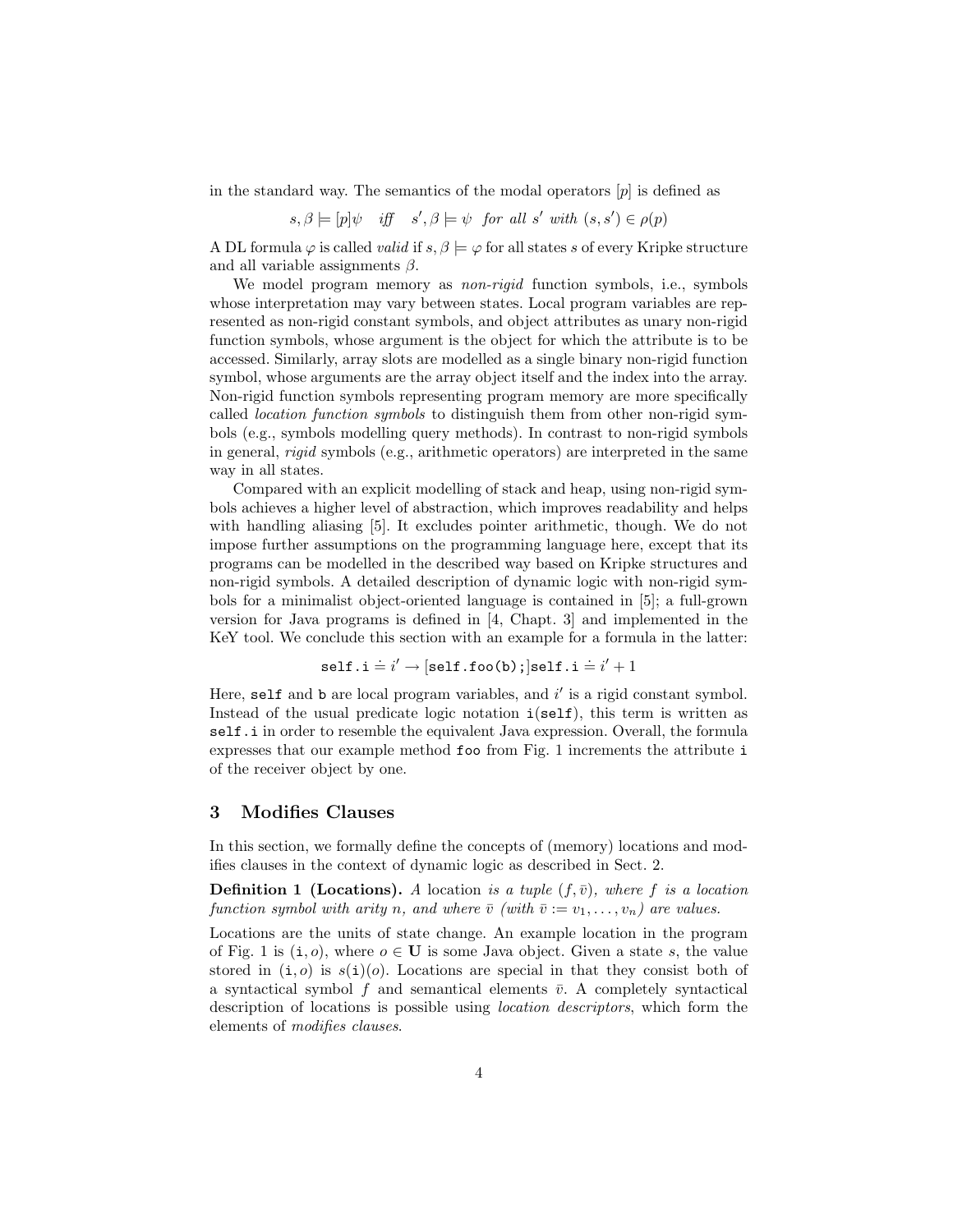in the standard way. The semantics of the modal operators $[p]$ is defined as

$$s, \beta \models [p]\psi \quad \textit{iff} \quad s', \beta \models \psi \;\; \textit{for all } s' \textit{ with } (s, s') \in \rho(p)$$

A DL formula $\varphi$ is called *valid* if $s, \beta \models \varphi$ for all states $s$ of every Kripke structure and all variable assignments $\beta$.

We model program memory as *non-rigid* function symbols, i.e., symbols whose interpretation may vary between states. Local program variables are represented as non-rigid constant symbols, and object attributes as unary non-rigid function symbols, whose argument is the object for which the attribute is to be accessed. Similarly, array slots are modelled as a single binary non-rigid function symbol, whose arguments are the array object itself and the index into the array. Non-rigid function symbols representing program memory are more specifically called *location function symbols* to distinguish them from other non-rigid symbols (e.g., symbols modelling query methods). In contrast to non-rigid symbols in general, *rigid* symbols (e.g., arithmetic operators) are interpreted in the same way in all states.

Compared with an explicit modelling of stack and heap, using non-rigid symbols achieves a higher level of abstraction, which improves readability and helps with handling aliasing [5]. It excludes pointer arithmetic, though. We do not impose further assumptions on the programming language here, except that its programs can be modelled in the described way based on Kripke structures and non-rigid symbols. A detailed description of dynamic logic with non-rigid symbols for a minimalist object-oriented language is contained in [5]; a full-grown version for Java programs is defined in [4, Chapt. 3] and implemented in the KeY tool. We conclude this section with an example for a formula in the latter:

$$\texttt{self.i} \doteq i' \rightarrow [\texttt{self.foo(b);}]\texttt{self.i} \doteq i' + 1$$

Here, `self` and `b` are local program variables, and $i'$ is a rigid constant symbol. Instead of the usual predicate logic notation `i(self)`, this term is written as `self.i` in order to resemble the equivalent Java expression. Overall, the formula expresses that our example method `foo` from Fig. 1 increments the attribute `i` of the receiver object by one.

## 3 Modifies Clauses

In this section, we formally define the concepts of (memory) locations and modifies clauses in the context of dynamic logic as described in Sect. 2.

**Definition 1 (Locations).** *A* location *is a tuple $(f, \bar{v})$, where $f$ is a location function symbol with arity $n$, and where $\bar{v}$ (with $\bar{v} := v_1, \ldots, v_n$) are values.*

Locations are the units of state change. An example location in the program of Fig. 1 is $(\texttt{i}, o)$, where $o \in \mathbf{U}$ is some Java object. Given a state $s$, the value stored in $(\texttt{i}, o)$ is $s(\texttt{i})(o)$. Locations are special in that they consist both of a syntactical symbol $f$ and semantical elements $\bar{v}$. A completely syntactical description of locations is possible using *location descriptors*, which form the elements of *modifies clauses*.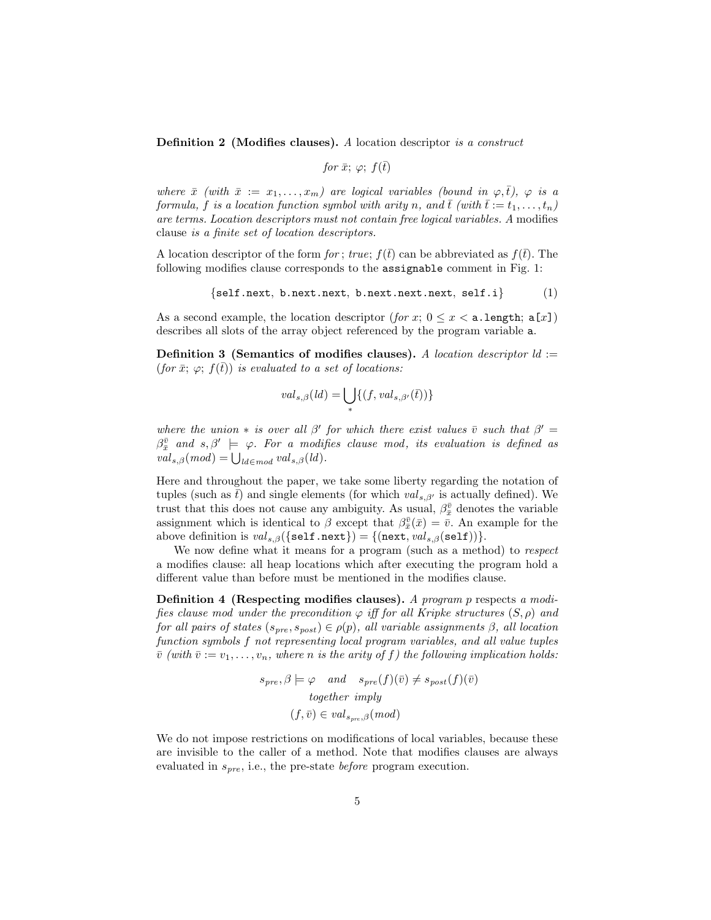**Definition 2 (Modifies clauses).** *A* location descriptor *is a construct*

$$\textit{for } \bar{x};\ \varphi;\ f(\bar{t})$$

*where $\bar{x}$ (with $\bar{x} := x_1, \ldots, x_m$) are logical variables (bound in $\varphi, \bar{t}$), $\varphi$ is a formula, $f$ is a location function symbol with arity $n$, and $\bar{t}$ (with $\bar{t} := t_1, \ldots, t_n$) are terms. Location descriptors must not contain free logical variables. A* modifies clause *is a finite set of location descriptors.*

A location descriptor of the form *for* ; *true*; $f(\bar{t})$ can be abbreviated as $f(\bar{t})$. The following modifies clause corresponds to the `assignable` comment in Fig. 1:

$$\{\texttt{self.next},\ \texttt{b.next.next},\ \texttt{b.next.next.next},\ \texttt{self.i}\} \tag{1}$$

As a second example, the location descriptor (*for* $x$; $0 \leq x < \texttt{a.length}$; $\texttt{a}[x]$) describes all slots of the array object referenced by the program variable `a`.

**Definition 3 (Semantics of modifies clauses).** *A location descriptor $ld := (\textit{for } \bar{x};\ \varphi;\ f(\bar{t}))$ is evaluated to a set of locations:*

$$val_{s,\beta}(ld) = \bigcup_{*} \{(f, val_{s,\beta'}(\bar{t}))\}$$

*where the union $*$ is over all $\beta'$ for which there exist values $\bar{v}$ such that $\beta' = \beta_{\bar{x}}^{\bar{v}}$ and $s, \beta' \models \varphi$. For a modifies clause mod, its evaluation is defined as $val_{s,\beta}(mod) = \bigcup_{ld \in mod} val_{s,\beta}(ld)$.*

Here and throughout the paper, we take some liberty regarding the notation of tuples (such as $\bar{t}$) and single elements (for which $val_{s,\beta'}$ is actually defined). We trust that this does not cause any ambiguity. As usual, $\beta_{\bar{x}}^{\bar{v}}$ denotes the variable assignment which is identical to $\beta$ except that $\beta_{\bar{x}}^{\bar{v}}(\bar{x}) = \bar{v}$. An example for the above definition is $val_{s,\beta}(\{\texttt{self.next}\}) = \{(\texttt{next}, val_{s,\beta}(\texttt{self}))\}$.

We now define what it means for a program (such as a method) to *respect* a modifies clause: all heap locations which after executing the program hold a different value than before must be mentioned in the modifies clause.

**Definition 4 (Respecting modifies clauses).** *A program $p$* respects *a modifies clause mod under the precondition $\varphi$ iff for all Kripke structures $(S, \rho)$ and for all pairs of states $(s_{pre}, s_{post}) \in \rho(p)$, all variable assignments $\beta$, all location function symbols $f$ not representing local program variables, and all value tuples $\bar{v}$ (with $\bar{v} := v_1, \ldots, v_n$, where $n$ is the arity of $f$) the following implication holds:*

$$s_{pre}, \beta \models \varphi \quad \textit{and} \quad s_{pre}(f)(\bar{v}) \neq s_{post}(f)(\bar{v})$$
$$\textit{together imply}$$
$$(f, \bar{v}) \in val_{s_{pre},\beta}(mod)$$

We do not impose restrictions on modifications of local variables, because these are invisible to the caller of a method. Note that modifies clauses are always evaluated in $s_{pre}$, i.e., the pre-state *before* program execution.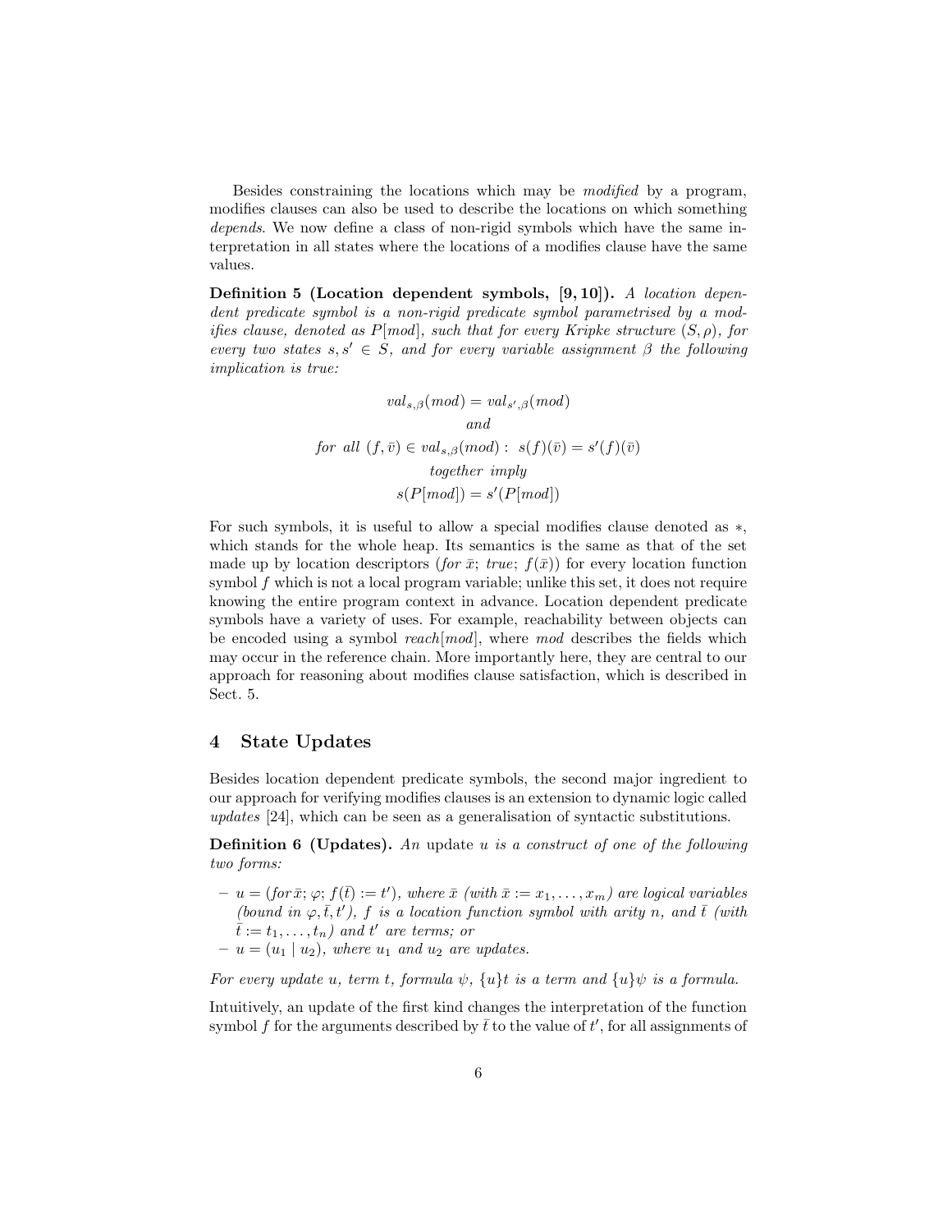Besides constraining the locations which may be *modified* by a program, modifies clauses can also be used to describe the locations on which something *depends*. We now define a class of non-rigid symbols which have the same interpretation in all states where the locations of a modifies clause have the same values.

**Definition 5 (Location dependent symbols, [9, 10]).** *A location dependent predicate symbol is a non-rigid predicate symbol parametrised by a modifies clause, denoted as $P[mod]$, such that for every Kripke structure $(S, \rho)$, for every two states $s, s' \in S$, and for every variable assignment $\beta$ the following implication is true:*

$$val_{s,\beta}(mod) = val_{s',\beta}(mod)$$

$$\textit{and}$$

$$\textit{for all } (f, \bar{v}) \in val_{s,\beta}(mod): \; s(f)(\bar{v}) = s'(f)(\bar{v})$$

$$\textit{together imply}$$

$$s(P[mod]) = s'(P[mod])$$

For such symbols, it is useful to allow a special modifies clause denoted as $*$, which stands for the whole heap. Its semantics is the same as that of the set made up by location descriptors ($\textit{for } \bar{x};\ \textit{true};\ f(\bar{x})$) for every location function symbol $f$ which is not a local program variable; unlike this set, it does not require knowing the entire program context in advance. Location dependent predicate symbols have a variety of uses. For example, reachability between objects can be encoded using a symbol $reach[mod]$, where $mod$ describes the fields which may occur in the reference chain. More importantly here, they are central to our approach for reasoning about modifies clause satisfaction, which is described in Sect. 5.

## 4 State Updates

Besides location dependent predicate symbols, the second major ingredient to our approach for verifying modifies clauses is an extension to dynamic logic called *updates* [24], which can be seen as a generalisation of syntactic substitutions.

**Definition 6 (Updates).** *An* update $u$ *is a construct of one of the following two forms:*

- $u = (\textit{for } \bar{x};\ \varphi;\ f(\bar{t}) := t')$, *where $\bar{x}$ (with $\bar{x} := x_1, \ldots, x_m$) are logical variables (bound in $\varphi, \bar{t}, t'$), $f$ is a location function symbol with arity $n$, and $\bar{t}$ (with $\bar{t} := t_1, \ldots, t_n$) and $t'$ are terms; or*
- $u = (u_1 \mid u_2)$, *where $u_1$ and $u_2$ are updates.*

*For every update $u$, term $t$, formula $\psi$, $\{u\}t$ is a term and $\{u\}\psi$ is a formula.*

Intuitively, an update of the first kind changes the interpretation of the function symbol $f$ for the arguments described by $\bar{t}$ to the value of $t'$, for all assignments of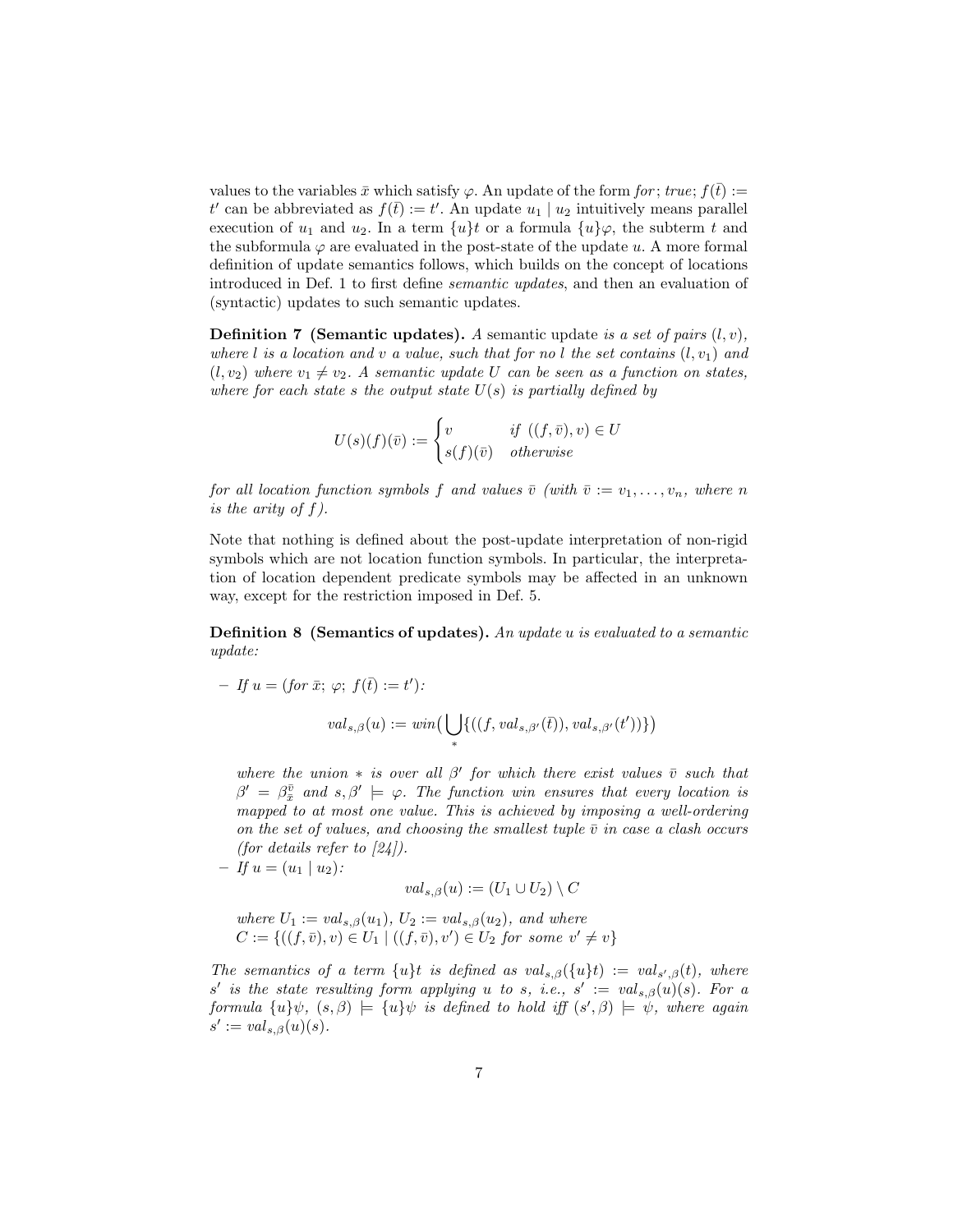values to the variables $\bar{x}$ which satisfy $\varphi$. An update of the form $for$; $true$; $f(\bar{t}) := t'$ can be abbreviated as $f(\bar{t}) := t'$. An update $u_1 \mid u_2$ intuitively means parallel execution of $u_1$ and $u_2$. In a term $\{u\}t$ or a formula $\{u\}\varphi$, the subterm $t$ and the subformula $\varphi$ are evaluated in the post-state of the update $u$. A more formal definition of update semantics follows, which builds on the concept of locations introduced in Def. 1 to first define *semantic updates*, and then an evaluation of (syntactic) updates to such semantic updates.

**Definition 7 (Semantic updates).** *A* semantic update *is a set of pairs $(l, v)$, where $l$ is a location and $v$ a value, such that for no $l$ the set contains $(l, v_1)$ and $(l, v_2)$ where $v_1 \neq v_2$. A semantic update $U$ can be seen as a function on states, where for each state $s$ the output state $U(s)$ is partially defined by*

$$U(s)(f)(\bar{v}) := \begin{cases} v & \text{if } ((f, \bar{v}), v) \in U \\ s(f)(\bar{v}) & \text{otherwise} \end{cases}$$

*for all location function symbols $f$ and values $\bar{v}$ (with $\bar{v} := v_1, \ldots, v_n$, where $n$ is the arity of $f$).*

Note that nothing is defined about the post-update interpretation of non-rigid symbols which are not location function symbols. In particular, the interpretation of location dependent predicate symbols may be affected in an unknown way, except for the restriction imposed in Def. 5.

**Definition 8 (Semantics of updates).** *An update $u$ is evaluated to a semantic update:*

- *If $u = (for\ \bar{x};\ \varphi;\ f(\bar{t}) := t')$:*

$$val_{s,\beta}(u) := win\big(\bigcup_{*}\{((f, val_{s,\beta'}(\bar{t})), val_{s,\beta'}(t'))\}\big)$$

  *where the union $*$ is over all $\beta'$ for which there exist values $\bar{v}$ such that $\beta' = \beta_{\bar{x}}^{\bar{v}}$ and $s, \beta' \models \varphi$. The function win ensures that every location is mapped to at most one value. This is achieved by imposing a well-ordering on the set of values, and choosing the smallest tuple $\bar{v}$ in case a clash occurs (for details refer to [24]).*
- *If $u = (u_1 \mid u_2)$:*

$$val_{s,\beta}(u) := (U_1 \cup U_2) \setminus C$$

  *where $U_1 := val_{s,\beta}(u_1)$, $U_2 := val_{s,\beta}(u_2)$, and where*
  *$C := \{((f, \bar{v}), v) \in U_1 \mid ((f, \bar{v}), v') \in U_2 \text{ for some } v' \neq v\}$*

*The semantics of a term $\{u\}t$ is defined as $val_{s,\beta}(\{u\}t) := val_{s',\beta}(t)$, where $s'$ is the state resulting form applying $u$ to $s$, i.e., $s' := val_{s,\beta}(u)(s)$. For a formula $\{u\}\psi$, $(s, \beta) \models \{u\}\psi$ is defined to hold iff $(s', \beta) \models \psi$, where again $s' := val_{s,\beta}(u)(s)$.*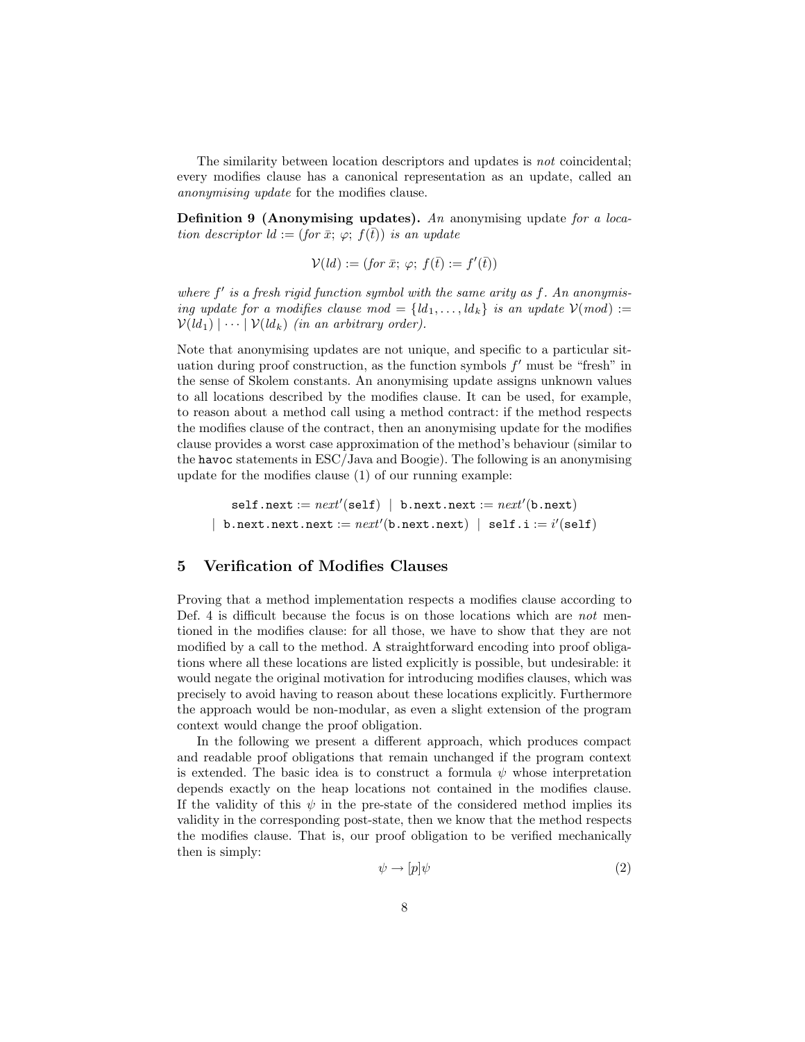The similarity between location descriptors and updates is *not* coincidental; every modifies clause has a canonical representation as an update, called an *anonymising update* for the modifies clause.

**Definition 9 (Anonymising updates).** *An* anonymising update *for a location descriptor $ld := (\mathit{for}\ \bar{x};\ \varphi;\ f(\bar{t}))$ is an update*

$$\mathcal{V}(ld) := (\mathit{for}\ \bar{x};\ \varphi;\ f(\bar{t}) := f'(\bar{t}))$$

*where $f'$ is a fresh rigid function symbol with the same arity as $f$. An anonymising update for a modifies clause $mod = \{ld_1, \ldots, ld_k\}$ is an update $\mathcal{V}(mod) := \mathcal{V}(ld_1) \mid \cdots \mid \mathcal{V}(ld_k)$ (in an arbitrary order).*

Note that anonymising updates are not unique, and specific to a particular situation during proof construction, as the function symbols $f'$ must be "fresh" in the sense of Skolem constants. An anonymising update assigns unknown values to all locations described by the modifies clause. It can be used, for example, to reason about a method call using a method contract: if the method respects the modifies clause of the contract, then an anonymising update for the modifies clause provides a worst case approximation of the method's behaviour (similar to the `havoc` statements in ESC/Java and Boogie). The following is an anonymising update for the modifies clause (1) of our running example:

$$\begin{aligned}&\texttt{self.next} := \mathit{next}'(\texttt{self}) \ \mid\ \texttt{b.next.next} := \mathit{next}'(\texttt{b.next})\\ \mid\ &\texttt{b.next.next.next} := \mathit{next}'(\texttt{b.next.next}) \ \mid\ \texttt{self.i} := i'(\texttt{self})\end{aligned}$$

## 5 Verification of Modifies Clauses

Proving that a method implementation respects a modifies clause according to Def. 4 is difficult because the focus is on those locations which are *not* mentioned in the modifies clause: for all those, we have to show that they are not modified by a call to the method. A straightforward encoding into proof obligations where all these locations are listed explicitly is possible, but undesirable: it would negate the original motivation for introducing modifies clauses, which was precisely to avoid having to reason about these locations explicitly. Furthermore the approach would be non-modular, as even a slight extension of the program context would change the proof obligation.

In the following we present a different approach, which produces compact and readable proof obligations that remain unchanged if the program context is extended. The basic idea is to construct a formula $\psi$ whose interpretation depends exactly on the heap locations not contained in the modifies clause. If the validity of this $\psi$ in the pre-state of the considered method implies its validity in the corresponding post-state, then we know that the method respects the modifies clause. That is, our proof obligation to be verified mechanically then is simply:

$$\psi \rightarrow [p]\psi \tag{2}$$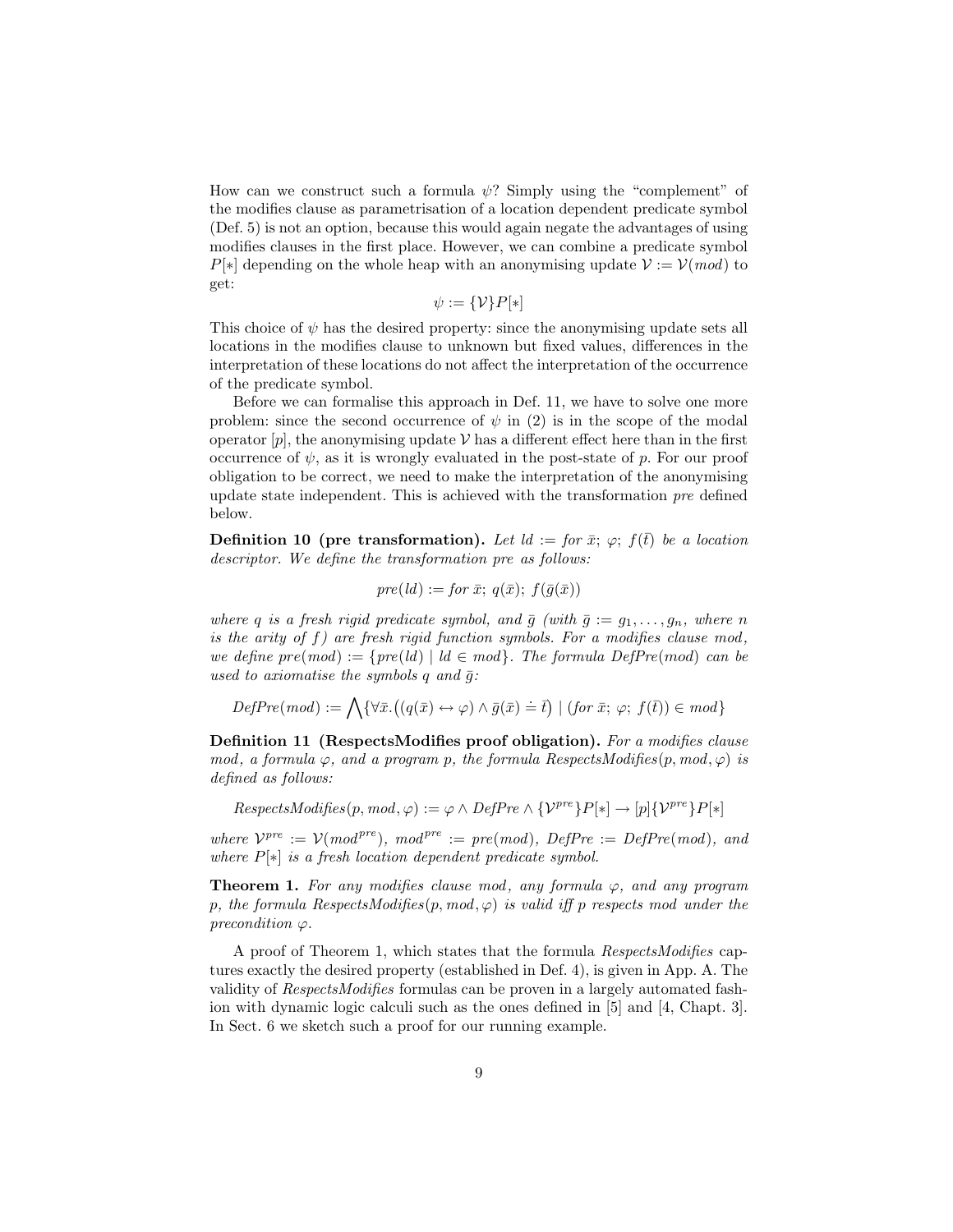How can we construct such a formula $\psi$? Simply using the "complement" of the modifies clause as parametrisation of a location dependent predicate symbol (Def. 5) is not an option, because this would again negate the advantages of using modifies clauses in the first place. However, we can combine a predicate symbol $P[*]$ depending on the whole heap with an anonymising update $\mathcal{V} := \mathcal{V}(mod)$ to get:

$$\psi := \{\mathcal{V}\}P[*]$$

This choice of $\psi$ has the desired property: since the anonymising update sets all locations in the modifies clause to unknown but fixed values, differences in the interpretation of these locations do not affect the interpretation of the occurrence of the predicate symbol.

Before we can formalise this approach in Def. 11, we have to solve one more problem: since the second occurrence of $\psi$ in (2) is in the scope of the modal operator $[p]$, the anonymising update $\mathcal{V}$ has a different effect here than in the first occurrence of $\psi$, as it is wrongly evaluated in the post-state of $p$. For our proof obligation to be correct, we need to make the interpretation of the anonymising update state independent. This is achieved with the transformation *pre* defined below.

**Definition 10 (pre transformation).** *Let $ld := for\ \bar{x};\ \varphi;\ f(\bar{t})$ be a location descriptor. We define the transformation pre as follows:*

$$pre(ld) := for\ \bar{x};\ q(\bar{x});\ f(\bar{g}(\bar{x}))$$

*where $q$ is a fresh rigid predicate symbol, and $\bar{g}$ (with $\bar{g} := g_1, \ldots, g_n$, where $n$ is the arity of $f$) are fresh rigid function symbols. For a modifies clause mod, we define $pre(mod) := \{pre(ld) \mid ld \in mod\}$. The formula $DefPre(mod)$ can be used to axiomatise the symbols $q$ and $\bar{g}$:*

$$DefPre(mod) := \bigwedge\{\forall\bar{x}.\big((q(\bar{x}) \leftrightarrow \varphi) \wedge \bar{g}(\bar{x}) \doteq \bar{t}\big) \mid (for\ \bar{x};\ \varphi;\ f(\bar{t})) \in mod\}$$

**Definition 11 (RespectsModifies proof obligation).** *For a modifies clause mod, a formula $\varphi$, and a program $p$, the formula $RespectsModifies(p, mod, \varphi)$ is defined as follows:*

$$RespectsModifies(p, mod, \varphi) := \varphi \wedge DefPre \wedge \{\mathcal{V}^{pre}\}P[*] \rightarrow [p]\{\mathcal{V}^{pre}\}P[*]$$

*where $\mathcal{V}^{pre} := \mathcal{V}(mod^{pre})$, $mod^{pre} := pre(mod)$, $DefPre := DefPre(mod)$, and where $P[*]$ is a fresh location dependent predicate symbol.*

**Theorem 1.** *For any modifies clause mod, any formula $\varphi$, and any program $p$, the formula $RespectsModifies(p, mod, \varphi)$ is valid iff $p$ respects mod under the precondition $\varphi$.*

A proof of Theorem 1, which states that the formula *RespectsModifies* captures exactly the desired property (established in Def. 4), is given in App. A. The validity of *RespectsModifies* formulas can be proven in a largely automated fashion with dynamic logic calculi such as the ones defined in [5] and [4, Chapt. 3]. In Sect. 6 we sketch such a proof for our running example.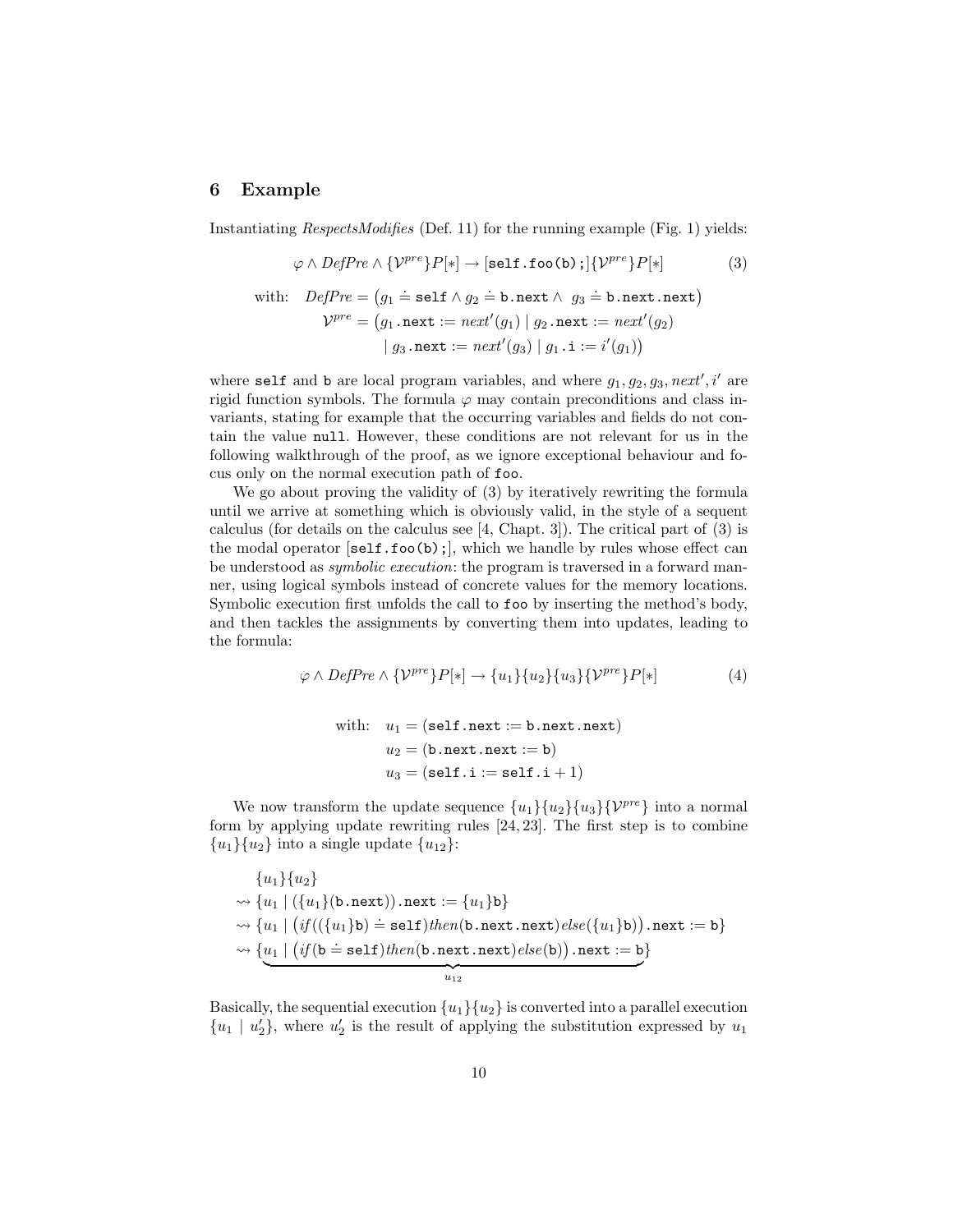## 6 Example

Instantiating *RespectsModifies* (Def. 11) for the running example (Fig. 1) yields:

$$\varphi \wedge \mathit{DefPre} \wedge \{\mathcal{V}^{pre}\}P[*] \rightarrow [\texttt{self.foo(b);}]\{\mathcal{V}^{pre}\}P[*] \tag{3}$$

$$\begin{aligned}
\text{with:}\quad \mathit{DefPre} &= \big(g_1 \doteq \texttt{self} \wedge g_2 \doteq \texttt{b.next} \wedge\ g_3 \doteq \texttt{b.next.next}\big)\\
\mathcal{V}^{pre} &= \big(g_1\texttt{.next} := \mathit{next}'(g_1) \mid g_2\texttt{.next} := \mathit{next}'(g_2)\\
&\quad \mid g_3\texttt{.next} := \mathit{next}'(g_3) \mid g_1\texttt{.i} := i'(g_1)\big)
\end{aligned}$$

where `self` and `b` are local program variables, and where $g_1, g_2, g_3, \mathit{next}', i'$ are rigid function symbols. The formula $\varphi$ may contain preconditions and class invariants, stating for example that the occurring variables and fields do not contain the value `null`. However, these conditions are not relevant for us in the following walkthrough of the proof, as we ignore exceptional behaviour and focus only on the normal execution path of `foo`.

We go about proving the validity of (3) by iteratively rewriting the formula until we arrive at something which is obviously valid, in the style of a sequent calculus (for details on the calculus see [4, Chapt. 3]). The critical part of (3) is the modal operator [`self.foo(b);`], which we handle by rules whose effect can be understood as *symbolic execution*: the program is traversed in a forward manner, using logical symbols instead of concrete values for the memory locations. Symbolic execution first unfolds the call to `foo` by inserting the method's body, and then tackles the assignments by converting them into updates, leading to the formula:

$$\varphi \wedge \mathit{DefPre} \wedge \{\mathcal{V}^{pre}\}P[*] \rightarrow \{u_1\}\{u_2\}\{u_3\}\{\mathcal{V}^{pre}\}P[*] \tag{4}$$

$$\begin{aligned}
\text{with:}\quad u_1 &= (\texttt{self.next} := \texttt{b.next.next})\\
u_2 &= (\texttt{b.next.next} := \texttt{b})\\
u_3 &= (\texttt{self.i} := \texttt{self.i} + 1)
\end{aligned}$$

We now transform the update sequence $\{u_1\}\{u_2\}\{u_3\}\{\mathcal{V}^{pre}\}$ into a normal form by applying update rewriting rules [24, 23]. The first step is to combine $\{u_1\}\{u_2\}$ into a single update $\{u_{12}\}$:

$$\begin{aligned}
&\{u_1\}\{u_2\}\\
\rightsquigarrow\ &\{u_1 \mid (\{u_1\}(\texttt{b.next}))\texttt{.next} := \{u_1\}\texttt{b}\}\\
\rightsquigarrow\ &\{u_1 \mid \big(\mathit{if}((\{u_1\}\texttt{b}) \doteq \texttt{self})\mathit{then}(\texttt{b.next.next})\mathit{else}(\{u_1\}\texttt{b})\big)\texttt{.next} := \texttt{b}\}\\
\rightsquigarrow\ &\underbrace{\{u_1 \mid \big(\mathit{if}(\texttt{b} \doteq \texttt{self})\mathit{then}(\texttt{b.next.next})\mathit{else}(\texttt{b})\big)\texttt{.next} := \texttt{b}\}}_{u_{12}}
\end{aligned}$$

Basically, the sequential execution $\{u_1\}\{u_2\}$ is converted into a parallel execution $\{u_1 \mid u_2'\}$, where $u_2'$ is the result of applying the substitution expressed by $u_1$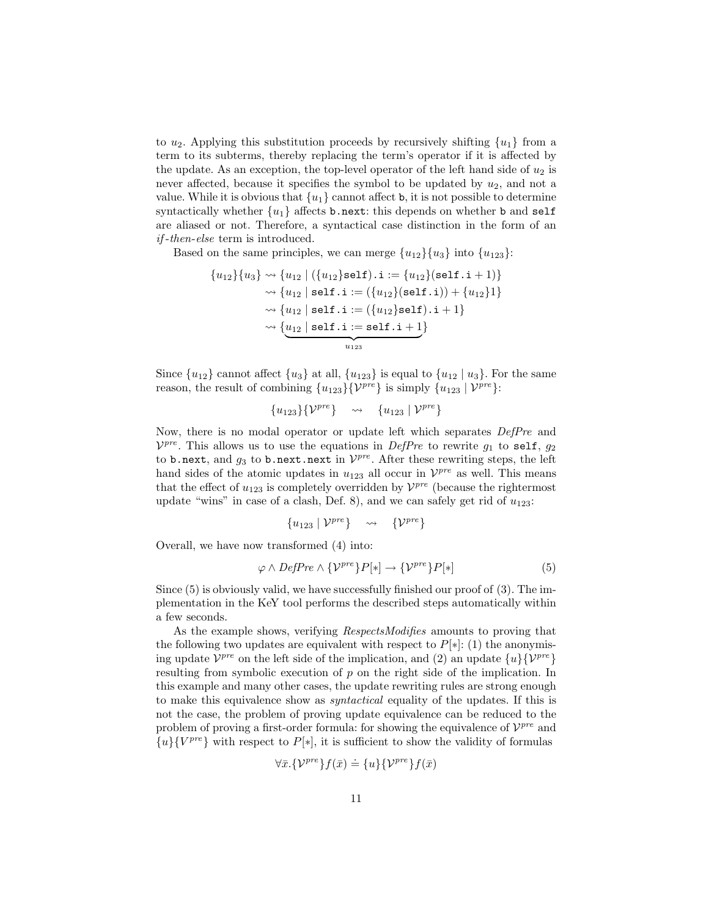to $u_2$. Applying this substitution proceeds by recursively shifting $\{u_1\}$ from a term to its subterms, thereby replacing the term's operator if it is affected by the update. As an exception, the top-level operator of the left hand side of $u_2$ is never affected, because it specifies the symbol to be updated by $u_2$, and not a value. While it is obvious that $\{u_1\}$ cannot affect `b`, it is not possible to determine syntactically whether $\{u_1\}$ affects `b.next`: this depends on whether `b` and `self` are aliased or not. Therefore, a syntactical case distinction in the form of an *if-then-else* term is introduced.

Based on the same principles, we can merge $\{u_{12}\}\{u_3\}$ into $\{u_{123}\}$:

$$
\begin{aligned}
\{u_{12}\}\{u_3\} &\rightsquigarrow \{u_{12} \mid (\{u_{12}\}\texttt{self}).\texttt{i} := \{u_{12}\}(\texttt{self.i} + 1)\} \\
&\rightsquigarrow \{u_{12} \mid \texttt{self.i} := (\{u_{12}\}(\texttt{self.i})) + \{u_{12}\}1\} \\
&\rightsquigarrow \{u_{12} \mid \texttt{self.i} := (\{u_{12}\}\texttt{self}).\texttt{i} + 1\} \\
&\rightsquigarrow \{\underbrace{u_{12} \mid \texttt{self.i} := \texttt{self.i} + 1}_{u_{123}}\}
\end{aligned}
$$

Since $\{u_{12}\}$ cannot affect $\{u_3\}$ at all, $\{u_{123}\}$ is equal to $\{u_{12} \mid u_3\}$. For the same reason, the result of combining $\{u_{123}\}\{\mathcal{V}^{pre}\}$ is simply $\{u_{123} \mid \mathcal{V}^{pre}\}$:

$$\{u_{123}\}\{\mathcal{V}^{pre}\} \quad \rightsquigarrow \quad \{u_{123} \mid \mathcal{V}^{pre}\}$$

Now, there is no modal operator or update left which separates *DefPre* and $\mathcal{V}^{pre}$. This allows us to use the equations in *DefPre* to rewrite $g_1$ to `self`, $g_2$ to `b.next`, and $g_3$ to `b.next.next` in $\mathcal{V}^{pre}$. After these rewriting steps, the left hand sides of the atomic updates in $u_{123}$ all occur in $\mathcal{V}^{pre}$ as well. This means that the effect of $u_{123}$ is completely overridden by $\mathcal{V}^{pre}$ (because the rightermost update "wins" in case of a clash, Def. 8), and we can safely get rid of $u_{123}$:

$$\{u_{123} \mid \mathcal{V}^{pre}\} \quad \rightsquigarrow \quad \{\mathcal{V}^{pre}\}$$

Overall, we have now transformed (4) into:

$$\varphi \land \mathit{DefPre} \land \{\mathcal{V}^{pre}\}P[*] \rightarrow \{\mathcal{V}^{pre}\}P[*] \tag{5}$$

Since (5) is obviously valid, we have successfully finished our proof of (3). The implementation in the KeY tool performs the described steps automatically within a few seconds.

As the example shows, verifying *RespectsModifies* amounts to proving that the following two updates are equivalent with respect to $P[*]$: (1) the anonymising update $\mathcal{V}^{pre}$ on the left side of the implication, and (2) an update $\{u\}\{\mathcal{V}^{pre}\}$ resulting from symbolic execution of $p$ on the right side of the implication. In this example and many other cases, the update rewriting rules are strong enough to make this equivalence show as *syntactical* equality of the updates. If this is not the case, the problem of proving update equivalence can be reduced to the problem of proving a first-order formula: for showing the equivalence of $\mathcal{V}^{pre}$ and $\{u\}\{V^{pre}\}$ with respect to $P[*]$, it is sufficient to show the validity of formulas

$$\forall \bar{x}.\{\mathcal{V}^{pre}\}f(\bar{x}) \doteq \{u\}\{\mathcal{V}^{pre}\}f(\bar{x})$$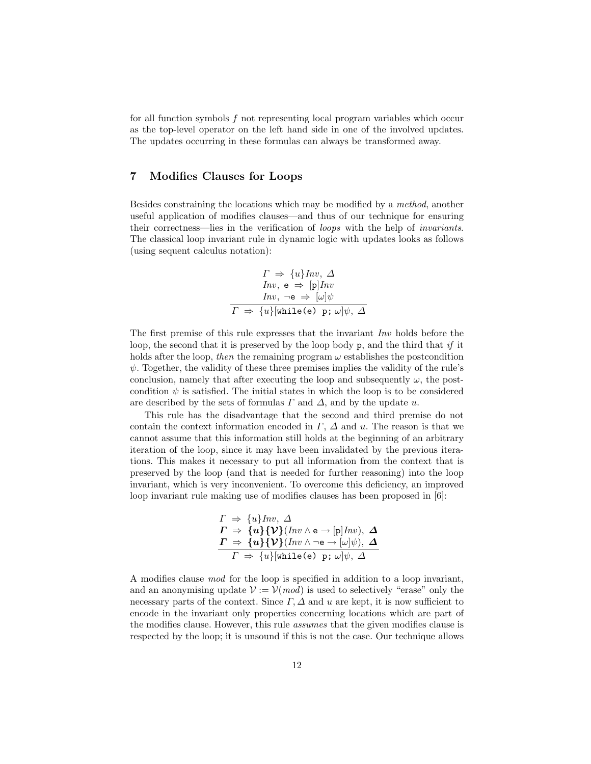for all function symbols $f$ not representing local program variables which occur as the top-level operator on the left hand side in one of the involved updates. The updates occurring in these formulas can always be transformed away.

## 7 Modifies Clauses for Loops

Besides constraining the locations which may be modified by a *method*, another useful application of modifies clauses—and thus of our technique for ensuring their correctness—lies in the verification of *loops* with the help of *invariants*. The classical loop invariant rule in dynamic logic with updates looks as follows (using sequent calculus notation):

$$\frac{\begin{array}{c}\Gamma \Rightarrow \{u\}Inv,\ \Delta \\ Inv,\ \mathtt{e} \Rightarrow [\mathtt{p}]Inv \\ Inv,\ \neg\mathtt{e} \Rightarrow [\omega]\psi\end{array}}{\Gamma \Rightarrow \{u\}[\mathtt{while(e)\ p;}\ \omega]\psi,\ \Delta}$$

The first premise of this rule expresses that the invariant $Inv$ holds before the loop, the second that it is preserved by the loop body p, and the third that *if* it holds after the loop, *then* the remaining program $\omega$ establishes the postcondition $\psi$. Together, the validity of these three premises implies the validity of the rule's conclusion, namely that after executing the loop and subsequently $\omega$, the postcondition $\psi$ is satisfied. The initial states in which the loop is to be considered are described by the sets of formulas $\Gamma$ and $\Delta$, and by the update $u$.

This rule has the disadvantage that the second and third premise do not contain the context information encoded in $\Gamma$, $\Delta$ and $u$. The reason is that we cannot assume that this information still holds at the beginning of an arbitrary iteration of the loop, since it may have been invalidated by the previous iterations. This makes it necessary to put all information from the context that is preserved by the loop (and that is needed for further reasoning) into the loop invariant, which is very inconvenient. To overcome this deficiency, an improved loop invariant rule making use of modifies clauses has been proposed in [6]:

$$\frac{\begin{array}{l}\Gamma \Rightarrow \{u\}Inv,\ \Delta \\ \boldsymbol{\Gamma} \Rightarrow \boldsymbol{\{u\}\{\mathcal{V}\}}(Inv \wedge \mathtt{e} \rightarrow [\mathtt{p}]Inv),\ \boldsymbol{\Delta} \\ \boldsymbol{\Gamma} \Rightarrow \boldsymbol{\{u\}\{\mathcal{V}\}}(Inv \wedge \neg\mathtt{e} \rightarrow [\omega]\psi),\ \boldsymbol{\Delta}\end{array}}{\Gamma \Rightarrow \{u\}[\mathtt{while(e)\ p;}\ \omega]\psi,\ \Delta}$$

A modifies clause *mod* for the loop is specified in addition to a loop invariant, and an anonymising update $\mathcal{V} := \mathcal{V}(mod)$ is used to selectively "erase" only the necessary parts of the context. Since $\Gamma, \Delta$ and $u$ are kept, it is now sufficient to encode in the invariant only properties concerning locations which are part of the modifies clause. However, this rule *assumes* that the given modifies clause is respected by the loop; it is unsound if this is not the case. Our technique allows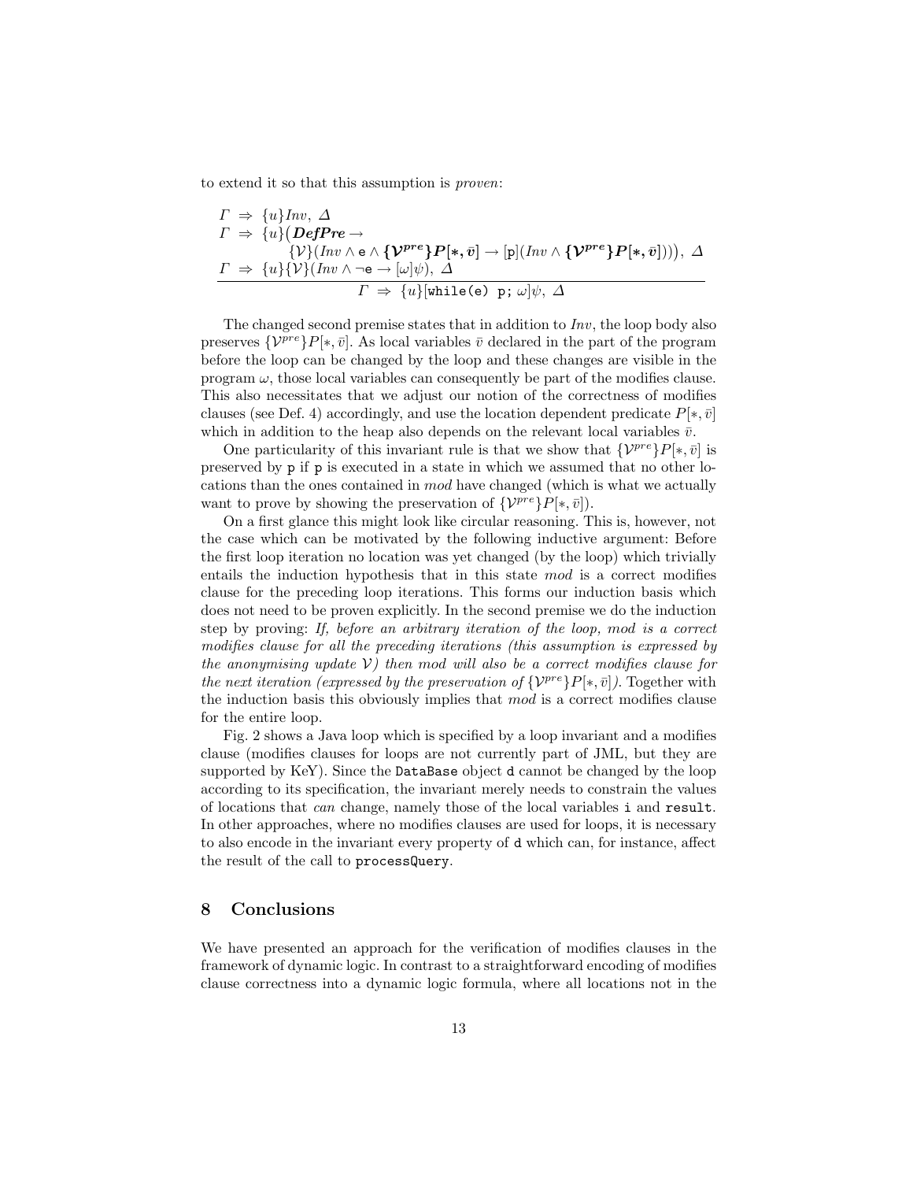to extend it so that this assumption is *proven*:

$$
\frac{
\begin{array}{l}
\Gamma \Rightarrow \{u\}\mathit{Inv},\ \Delta \\
\Gamma \Rightarrow \{u\}\big(\boldsymbol{\mathit{DefPre}} \rightarrow \\
\qquad\qquad \{\mathcal{V}\}(\mathit{Inv} \wedge \mathtt{e} \wedge \boldsymbol{\{\mathcal{V}^{pre}\}P[*, \bar{v}]} \rightarrow [\mathtt{p}](\mathit{Inv} \wedge \boldsymbol{\{\mathcal{V}^{pre}\}P[*, \bar{v}]}))\big),\ \Delta \\
\Gamma \Rightarrow \{u\}\{\mathcal{V}\}(\mathit{Inv} \wedge \neg\mathtt{e} \rightarrow [\omega]\psi),\ \Delta
\end{array}
}{
\Gamma \Rightarrow \{u\}[\mathtt{while(e)\ p;}\ \omega]\psi,\ \Delta
}
$$

The changed second premise states that in addition to $\mathit{Inv}$, the loop body also preserves $\{\mathcal{V}^{pre}\}P[*, \bar{v}]$. As local variables $\bar{v}$ declared in the part of the program before the loop can be changed by the loop and these changes are visible in the program $\omega$, those local variables can consequently be part of the modifies clause. This also necessitates that we adjust our notion of the correctness of modifies clauses (see Def. 4) accordingly, and use the location dependent predicate $P[*, \bar{v}]$ which in addition to the heap also depends on the relevant local variables $\bar{v}$.

One particularity of this invariant rule is that we show that $\{\mathcal{V}^{pre}\}P[*, \bar{v}]$ is preserved by `p` if `p` is executed in a state in which we assumed that no other locations than the ones contained in *mod* have changed (which is what we actually want to prove by showing the preservation of $\{\mathcal{V}^{pre}\}P[*, \bar{v}]$).

On a first glance this might look like circular reasoning. This is, however, not the case which can be motivated by the following inductive argument: Before the first loop iteration no location was yet changed (by the loop) which trivially entails the induction hypothesis that in this state *mod* is a correct modifies clause for the preceding loop iterations. This forms our induction basis which does not need to be proven explicitly. In the second premise we do the induction step by proving: *If, before an arbitrary iteration of the loop, mod is a correct modifies clause for all the preceding iterations (this assumption is expressed by the anonymising update $\mathcal{V}$) then mod will also be a correct modifies clause for the next iteration (expressed by the preservation of $\{\mathcal{V}^{pre}\}P[*, \bar{v}]$).* Together with the induction basis this obviously implies that *mod* is a correct modifies clause for the entire loop.

Fig. 2 shows a Java loop which is specified by a loop invariant and a modifies clause (modifies clauses for loops are not currently part of JML, but they are supported by KeY). Since the `DataBase` object `d` cannot be changed by the loop according to its specification, the invariant merely needs to constrain the values of locations that *can* change, namely those of the local variables `i` and `result`. In other approaches, where no modifies clauses are used for loops, it is necessary to also encode in the invariant every property of `d` which can, for instance, affect the result of the call to `processQuery`.

## 8 Conclusions

We have presented an approach for the verification of modifies clauses in the framework of dynamic logic. In contrast to a straightforward encoding of modifies clause correctness into a dynamic logic formula, where all locations not in the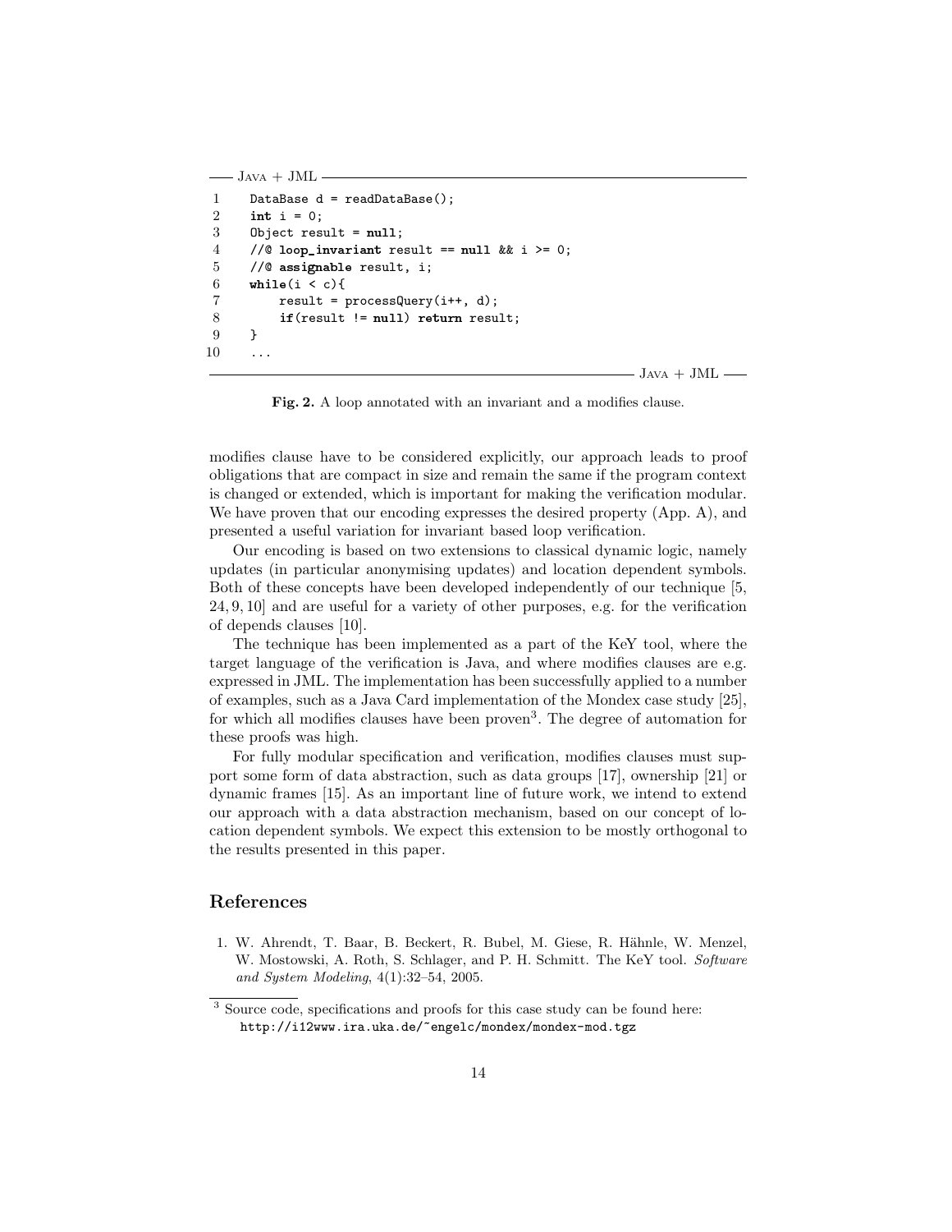```
1   DataBase d = readDataBase();
2   int i = 0;
3   Object result = null;
4   //@ loop_invariant result == null && i >= 0;
5   //@ assignable result, i;
6   while(i < c){
7       result = processQuery(i++, d);
8       if(result != null) return result;
9   }
10  ...
```

**Fig. 2.** A loop annotated with an invariant and a modifies clause.

modifies clause have to be considered explicitly, our approach leads to proof obligations that are compact in size and remain the same if the program context is changed or extended, which is important for making the verification modular. We have proven that our encoding expresses the desired property (App. A), and presented a useful variation for invariant based loop verification.

Our encoding is based on two extensions to classical dynamic logic, namely updates (in particular anonymising updates) and location dependent symbols. Both of these concepts have been developed independently of our technique [5, 24, 9, 10] and are useful for a variety of other purposes, e.g. for the verification of depends clauses [10].

The technique has been implemented as a part of the KeY tool, where the target language of the verification is Java, and where modifies clauses are e.g. expressed in JML. The implementation has been successfully applied to a number of examples, such as a Java Card implementation of the Mondex case study [25], for which all modifies clauses have been proven[3]. The degree of automation for these proofs was high.

For fully modular specification and verification, modifies clauses must support some form of data abstraction, such as data groups [17], ownership [21] or dynamic frames [15]. As an important line of future work, we intend to extend our approach with a data abstraction mechanism, based on our concept of location dependent symbols. We expect this extension to be mostly orthogonal to the results presented in this paper.

## References

1. W. Ahrendt, T. Baar, B. Beckert, R. Bubel, M. Giese, R. Hähnle, W. Menzel, W. Mostowski, A. Roth, S. Schlager, and P. H. Schmitt. The KeY tool. *Software and System Modeling*, 4(1):32–54, 2005.

[3] Source code, specifications and proofs for this case study can be found here: `http://i12www.ira.uka.de/~engelc/mondex/mondex-mod.tgz`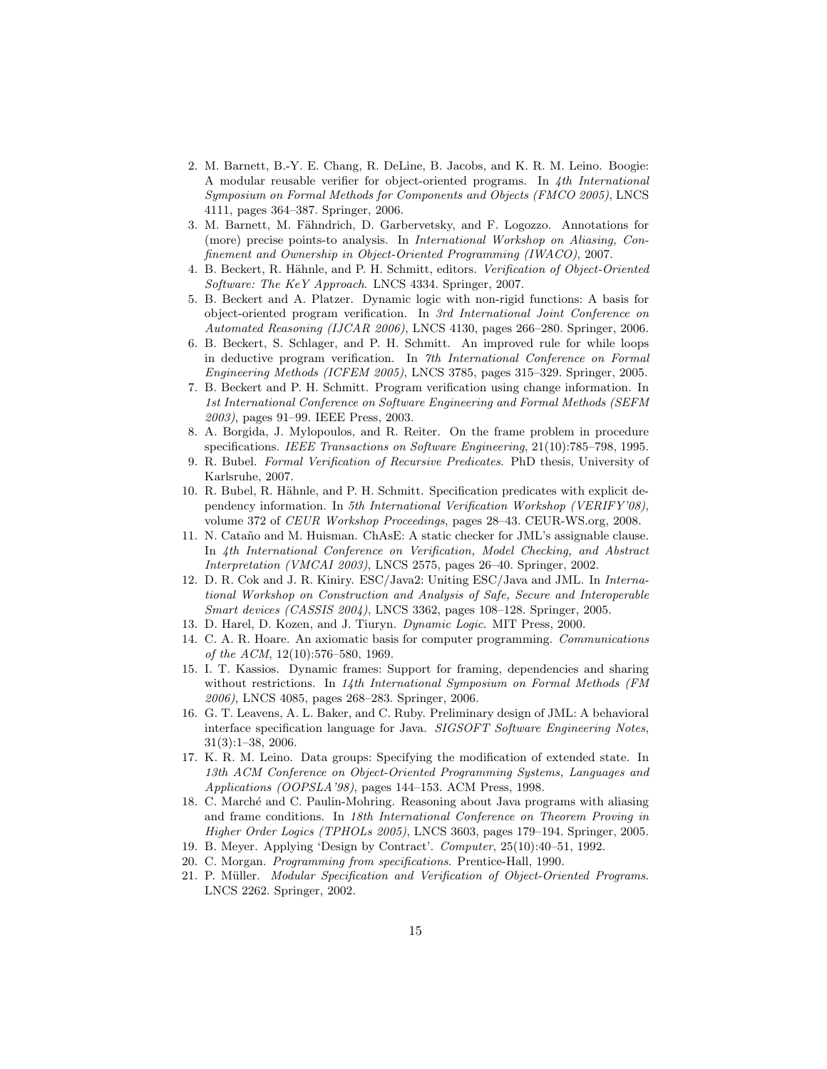2. M. Barnett, B.-Y. E. Chang, R. DeLine, B. Jacobs, and K. R. M. Leino. Boogie: A modular reusable verifier for object-oriented programs. In *4th International Symposium on Formal Methods for Components and Objects (FMCO 2005)*, LNCS 4111, pages 364–387. Springer, 2006.
3. M. Barnett, M. Fähndrich, D. Garbervetsky, and F. Logozzo. Annotations for (more) precise points-to analysis. In *International Workshop on Aliasing, Confinement and Ownership in Object-Oriented Programming (IWACO)*, 2007.
4. B. Beckert, R. Hähnle, and P. H. Schmitt, editors. *Verification of Object-Oriented Software: The KeY Approach*. LNCS 4334. Springer, 2007.
5. B. Beckert and A. Platzer. Dynamic logic with non-rigid functions: A basis for object-oriented program verification. In *3rd International Joint Conference on Automated Reasoning (IJCAR 2006)*, LNCS 4130, pages 266–280. Springer, 2006.
6. B. Beckert, S. Schlager, and P. H. Schmitt. An improved rule for while loops in deductive program verification. In *7th International Conference on Formal Engineering Methods (ICFEM 2005)*, LNCS 3785, pages 315–329. Springer, 2005.
7. B. Beckert and P. H. Schmitt. Program verification using change information. In *1st International Conference on Software Engineering and Formal Methods (SEFM 2003)*, pages 91–99. IEEE Press, 2003.
8. A. Borgida, J. Mylopoulos, and R. Reiter. On the frame problem in procedure specifications. *IEEE Transactions on Software Engineering*, 21(10):785–798, 1995.
9. R. Bubel. *Formal Verification of Recursive Predicates*. PhD thesis, University of Karlsruhe, 2007.
10. R. Bubel, R. Hähnle, and P. H. Schmitt. Specification predicates with explicit dependency information. In *5th International Verification Workshop (VERIFY'08)*, volume 372 of *CEUR Workshop Proceedings*, pages 28–43. CEUR-WS.org, 2008.
11. N. Cataño and M. Huisman. ChAsE: A static checker for JML's assignable clause. In *4th International Conference on Verification, Model Checking, and Abstract Interpretation (VMCAI 2003)*, LNCS 2575, pages 26–40. Springer, 2002.
12. D. R. Cok and J. R. Kiniry. ESC/Java2: Uniting ESC/Java and JML. In *International Workshop on Construction and Analysis of Safe, Secure and Interoperable Smart devices (CASSIS 2004)*, LNCS 3362, pages 108–128. Springer, 2005.
13. D. Harel, D. Kozen, and J. Tiuryn. *Dynamic Logic*. MIT Press, 2000.
14. C. A. R. Hoare. An axiomatic basis for computer programming. *Communications of the ACM*, 12(10):576–580, 1969.
15. I. T. Kassios. Dynamic frames: Support for framing, dependencies and sharing without restrictions. In *14th International Symposium on Formal Methods (FM 2006)*, LNCS 4085, pages 268–283. Springer, 2006.
16. G. T. Leavens, A. L. Baker, and C. Ruby. Preliminary design of JML: A behavioral interface specification language for Java. *SIGSOFT Software Engineering Notes*, 31(3):1–38, 2006.
17. K. R. M. Leino. Data groups: Specifying the modification of extended state. In *13th ACM Conference on Object-Oriented Programming Systems, Languages and Applications (OOPSLA'98)*, pages 144–153. ACM Press, 1998.
18. C. Marché and C. Paulin-Mohring. Reasoning about Java programs with aliasing and frame conditions. In *18th International Conference on Theorem Proving in Higher Order Logics (TPHOLs 2005)*, LNCS 3603, pages 179–194. Springer, 2005.
19. B. Meyer. Applying 'Design by Contract'. *Computer*, 25(10):40–51, 1992.
20. C. Morgan. *Programming from specifications*. Prentice-Hall, 1990.
21. P. Müller. *Modular Specification and Verification of Object-Oriented Programs.* LNCS 2262. Springer, 2002.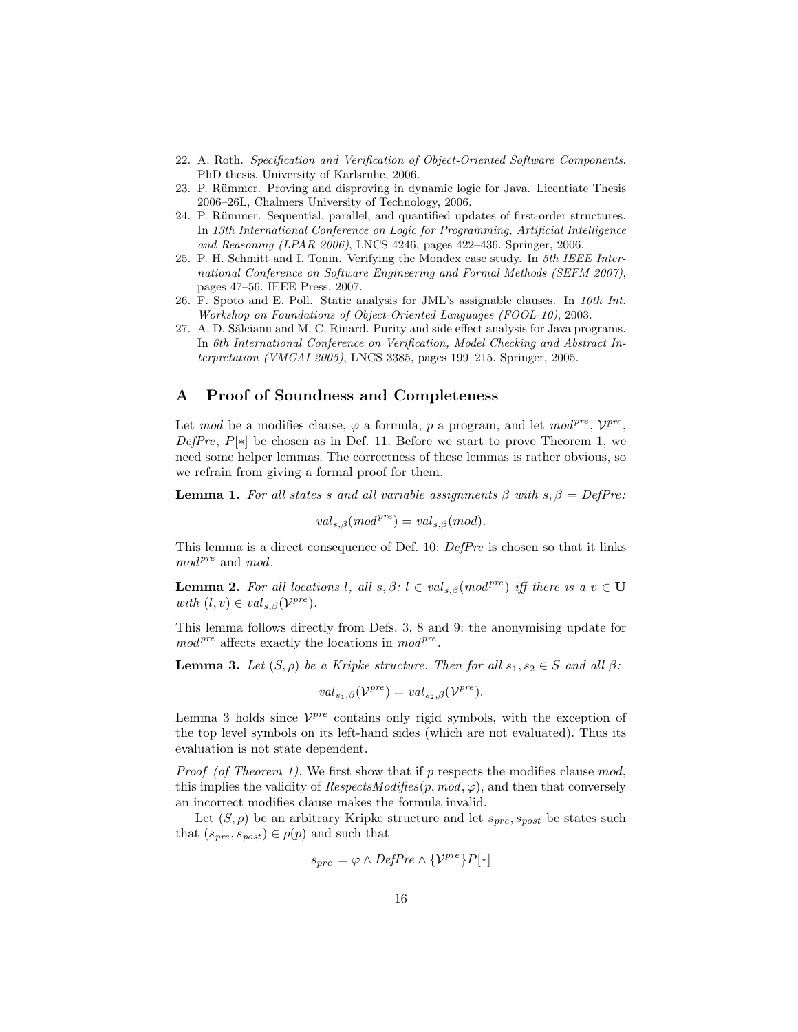22. A. Roth. *Specification and Verification of Object-Oriented Software Components*. PhD thesis, University of Karlsruhe, 2006.
23. P. Rümmer. Proving and disproving in dynamic logic for Java. Licentiate Thesis 2006–26L, Chalmers University of Technology, 2006.
24. P. Rümmer. Sequential, parallel, and quantified updates of first-order structures. In *13th International Conference on Logic for Programming, Artificial Intelligence and Reasoning (LPAR 2006)*, LNCS 4246, pages 422–436. Springer, 2006.
25. P. H. Schmitt and I. Tonin. Verifying the Mondex case study. In *5th IEEE International Conference on Software Engineering and Formal Methods (SEFM 2007)*, pages 47–56. IEEE Press, 2007.
26. F. Spoto and E. Poll. Static analysis for JML's assignable clauses. In *10th Int. Workshop on Foundations of Object-Oriented Languages (FOOL-10)*, 2003.
27. A. D. Sălcianu and M. C. Rinard. Purity and side effect analysis for Java programs. In *6th International Conference on Verification, Model Checking and Abstract Interpretation (VMCAI 2005)*, LNCS 3385, pages 199–215. Springer, 2005.

## A Proof of Soundness and Completeness

Let $mod$ be a modifies clause, $\varphi$ a formula, $p$ a program, and let $mod^{pre}$, $\mathcal{V}^{pre}$, $DefPre$, $P[*]$ be chosen as in Def. 11. Before we start to prove Theorem 1, we need some helper lemmas. The correctness of these lemmas is rather obvious, so we refrain from giving a formal proof for them.

**Lemma 1.** *For all states $s$ and all variable assignments $\beta$ with $s, \beta \models DefPre$:*

$$val_{s,\beta}(mod^{pre}) = val_{s,\beta}(mod).$$

This lemma is a direct consequence of Def. 10: $DefPre$ is chosen so that it links $mod^{pre}$ and $mod$.

**Lemma 2.** *For all locations $l$, all $s, \beta$: $l \in val_{s,\beta}(mod^{pre})$ iff there is a $v \in \mathbf{U}$ with $(l, v) \in val_{s,\beta}(\mathcal{V}^{pre})$.*

This lemma follows directly from Defs. 3, 8 and 9: the anonymising update for $mod^{pre}$ affects exactly the locations in $mod^{pre}$.

**Lemma 3.** *Let $(S, \rho)$ be a Kripke structure. Then for all $s_1, s_2 \in S$ and all $\beta$:*

$$val_{s_1,\beta}(\mathcal{V}^{pre}) = val_{s_2,\beta}(\mathcal{V}^{pre}).$$

Lemma 3 holds since $\mathcal{V}^{pre}$ contains only rigid symbols, with the exception of the top level symbols on its left-hand sides (which are not evaluated). Thus its evaluation is not state dependent.

*Proof (of Theorem 1).* We first show that if $p$ respects the modifies clause $mod$, this implies the validity of $RespectsModifies(p, mod, \varphi)$, and then that conversely an incorrect modifies clause makes the formula invalid.

Let $(S, \rho)$ be an arbitrary Kripke structure and let $s_{pre}, s_{post}$ be states such that $(s_{pre}, s_{post}) \in \rho(p)$ and such that

$$s_{pre} \models \varphi \wedge DefPre \wedge \{\mathcal{V}^{pre}\}P[*]$$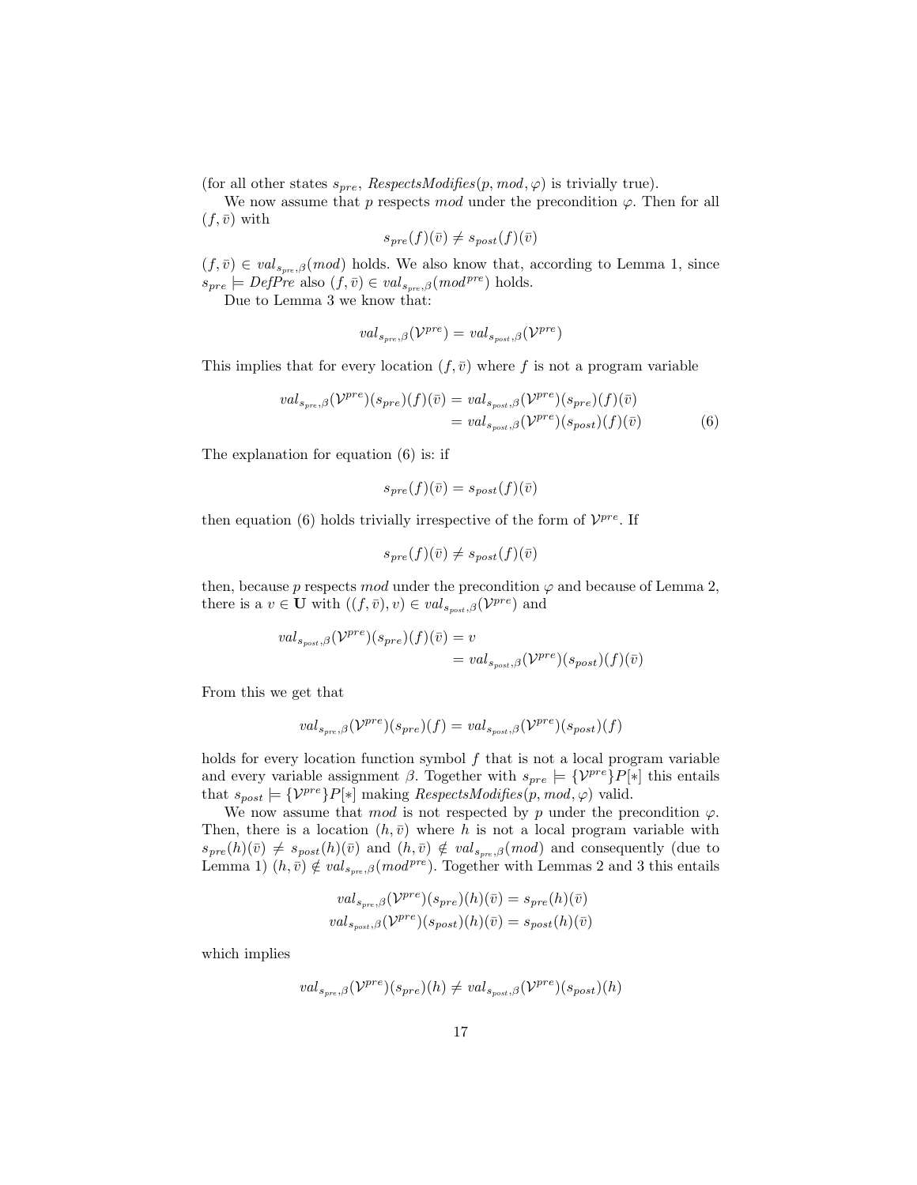(for all other states $s_{pre}$, *RespectsModifies*$(p, mod, \varphi)$ is trivially true).

We now assume that $p$ respects $mod$ under the precondition $\varphi$. Then for all $(f, \bar{v})$ with

$$s_{pre}(f)(\bar{v}) \neq s_{post}(f)(\bar{v})$$

$(f, \bar{v}) \in val_{s_{pre},\beta}(mod)$ holds. We also know that, according to Lemma 1, since $s_{pre} \models DefPre$ also $(f, \bar{v}) \in val_{s_{pre},\beta}(mod^{pre})$ holds.

Due to Lemma 3 we know that:

$$val_{s_{pre},\beta}(\mathcal{V}^{pre}) = val_{s_{post},\beta}(\mathcal{V}^{pre})$$

This implies that for every location $(f, \bar{v})$ where $f$ is not a program variable

$$\begin{aligned} val_{s_{pre},\beta}(\mathcal{V}^{pre})(s_{pre})(f)(\bar{v}) &= val_{s_{post},\beta}(\mathcal{V}^{pre})(s_{pre})(f)(\bar{v}) \\ &= val_{s_{post},\beta}(\mathcal{V}^{pre})(s_{post})(f)(\bar{v}) \end{aligned} \tag{6}$$

The explanation for equation (6) is: if

$$s_{pre}(f)(\bar{v}) = s_{post}(f)(\bar{v})$$

then equation (6) holds trivially irrespective of the form of $\mathcal{V}^{pre}$. If

$$s_{pre}(f)(\bar{v}) \neq s_{post}(f)(\bar{v})$$

then, because $p$ respects $mod$ under the precondition $\varphi$ and because of Lemma 2, there is a $v \in \mathbf{U}$ with $((f, \bar{v}), v) \in val_{s_{post},\beta}(\mathcal{V}^{pre})$ and

$$\begin{aligned} val_{s_{post},\beta}(\mathcal{V}^{pre})(s_{pre})(f)(\bar{v}) &= v \\ &= val_{s_{post},\beta}(\mathcal{V}^{pre})(s_{post})(f)(\bar{v}) \end{aligned}$$

From this we get that

$$val_{s_{pre},\beta}(\mathcal{V}^{pre})(s_{pre})(f) = val_{s_{post},\beta}(\mathcal{V}^{pre})(s_{post})(f)$$

holds for every location function symbol $f$ that is not a local program variable and every variable assignment $\beta$. Together with $s_{pre} \models \{\mathcal{V}^{pre}\}P[*]$ this entails that $s_{post} \models \{\mathcal{V}^{pre}\}P[*]$ making *RespectsModifies*$(p, mod, \varphi)$ valid.

We now assume that $mod$ is not respected by $p$ under the precondition $\varphi$. Then, there is a location $(h, \bar{v})$ where $h$ is not a local program variable with $s_{pre}(h)(\bar{v}) \neq s_{post}(h)(\bar{v})$ and $(h, \bar{v}) \notin val_{s_{pre},\beta}(mod)$ and consequently (due to Lemma 1) $(h, \bar{v}) \notin val_{s_{pre},\beta}(mod^{pre})$. Together with Lemmas 2 and 3 this entails

$$\begin{aligned} val_{s_{pre},\beta}(\mathcal{V}^{pre})(s_{pre})(h)(\bar{v}) &= s_{pre}(h)(\bar{v}) \\ val_{s_{post},\beta}(\mathcal{V}^{pre})(s_{post})(h)(\bar{v}) &= s_{post}(h)(\bar{v}) \end{aligned}$$

which implies

$$val_{s_{pre},\beta}(\mathcal{V}^{pre})(s_{pre})(h) \neq val_{s_{post},\beta}(\mathcal{V}^{pre})(s_{post})(h)$$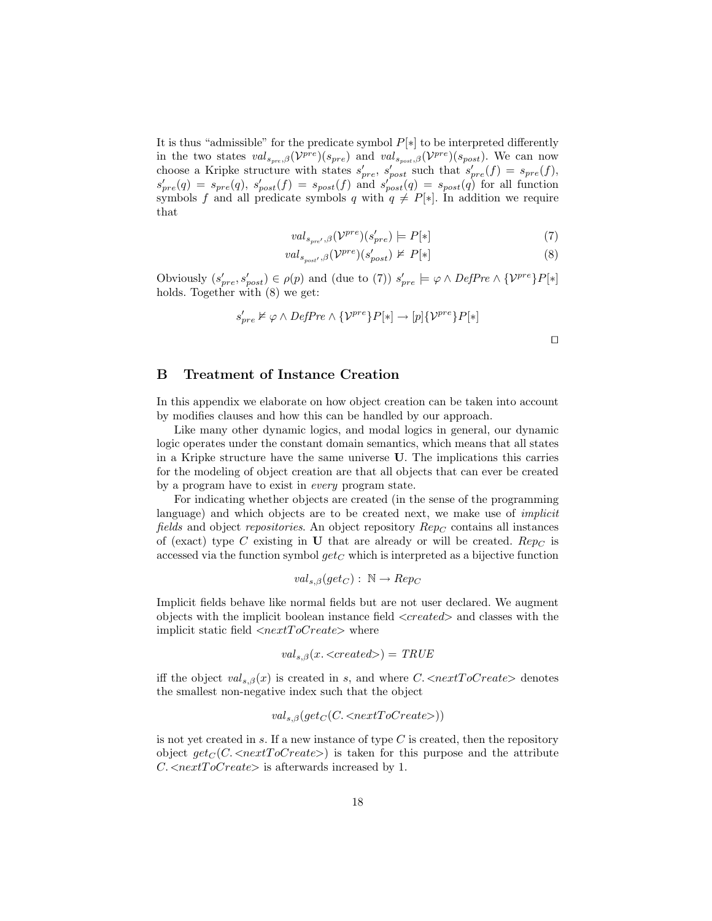It is thus “admissible” for the predicate symbol $P[*]$ to be interpreted differently in the two states $val_{s_{pre},\beta}(\mathcal{V}^{pre})(s_{pre})$ and $val_{s_{post},\beta}(\mathcal{V}^{pre})(s_{post})$. We can now choose a Kripke structure with states $s'_{pre}$, $s'_{post}$ such that $s'_{pre}(f) = s_{pre}(f)$, $s'_{pre}(q) = s_{pre}(q)$, $s'_{post}(f) = s_{post}(f)$ and $s'_{post}(q) = s_{post}(q)$ for all function symbols $f$ and all predicate symbols $q$ with $q \neq P[*]$. In addition we require that

$$val_{s_{pre'},\beta}(\mathcal{V}^{pre})(s'_{pre}) \models P[*] \tag{7}$$

$$val_{s_{post'},\beta}(\mathcal{V}^{pre})(s'_{post}) \not\models P[*] \tag{8}$$

Obviously $(s'_{pre}, s'_{post}) \in \rho(p)$ and (due to (7)) $s'_{pre} \models \varphi \wedge DefPre \wedge \{\mathcal{V}^{pre}\}P[*]$ holds. Together with (8) we get:

$$s'_{pre} \not\models \varphi \wedge DefPre \wedge \{\mathcal{V}^{pre}\}P[*] \rightarrow [p]\{\mathcal{V}^{pre}\}P[*]$$

□

## B Treatment of Instance Creation

In this appendix we elaborate on how object creation can be taken into account by modifies clauses and how this can be handled by our approach.

Like many other dynamic logics, and modal logics in general, our dynamic logic operates under the constant domain semantics, which means that all states in a Kripke structure have the same universe $\mathbf{U}$. The implications this carries for the modeling of object creation are that all objects that can ever be created by a program have to exist in *every* program state.

For indicating whether objects are created (in the sense of the programming language) and which objects are to be created next, we make use of *implicit fields* and object *repositories*. An object repository $Rep_C$ contains all instances of (exact) type $C$ existing in $\mathbf{U}$ that are already or will be created. $Rep_C$ is accessed via the function symbol $get_C$ which is interpreted as a bijective function

$$val_{s,\beta}(get_C) : \mathbb{N} \rightarrow Rep_C$$

Implicit fields behave like normal fields but are not user declared. We augment objects with the implicit boolean instance field $<\!created\!>$ and classes with the implicit static field $<\!nextToCreate\!>$ where

$$val_{s,\beta}(x.<\!created\!>) = TRUE$$

iff the object $val_{s,\beta}(x)$ is created in $s$, and where $C.<\!nextToCreate\!>$ denotes the smallest non-negative index such that the object

$$val_{s,\beta}(get_C(C.<\!nextToCreate\!>))$$

is not yet created in $s$. If a new instance of type $C$ is created, then the repository object $get_C(C.<\!nextToCreate\!>)$ is taken for this purpose and the attribute $C.<\!nextToCreate\!>$ is afterwards increased by 1.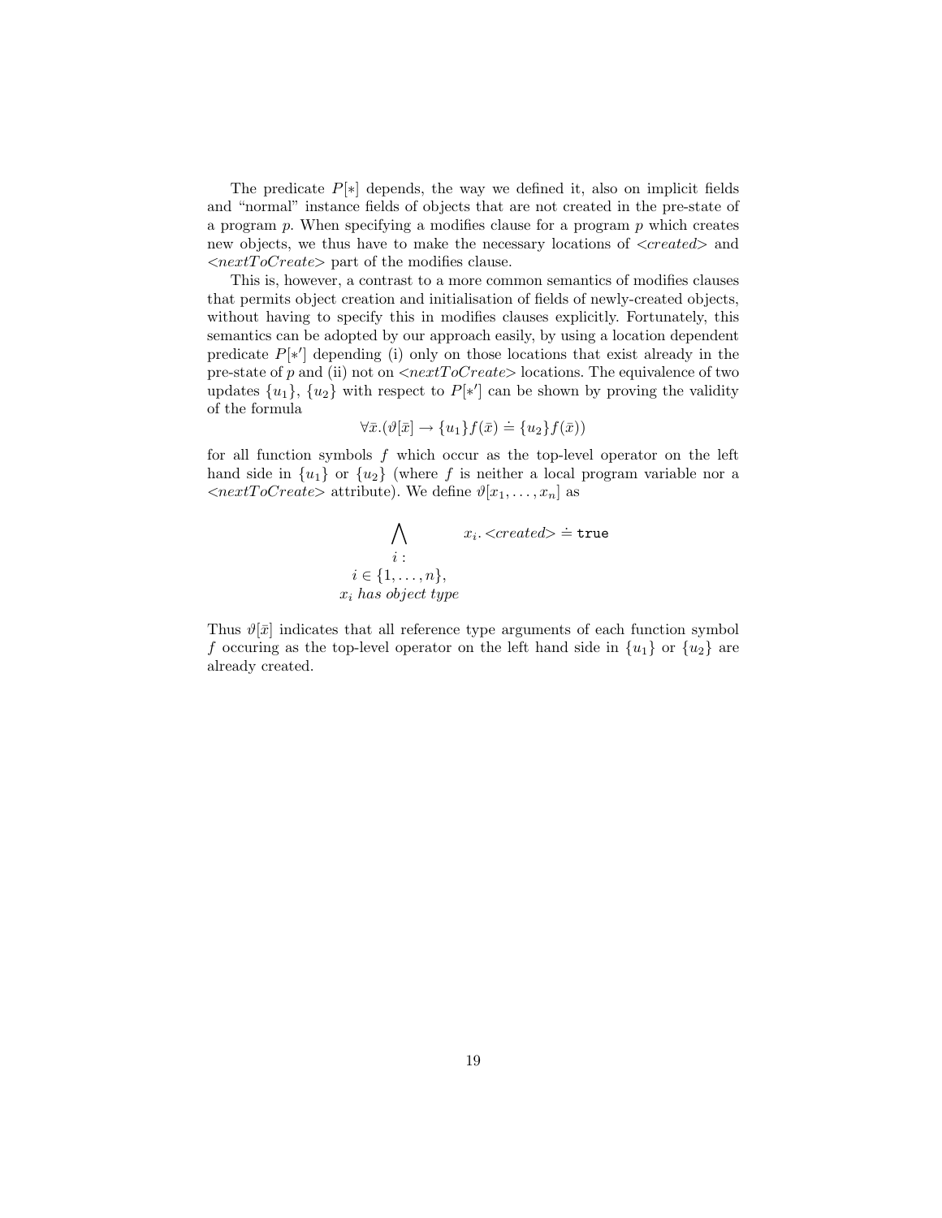The predicate $P[*]$ depends, the way we defined it, also on implicit fields and "normal" instance fields of objects that are not created in the pre-state of a program $p$. When specifying a modifies clause for a program $p$ which creates new objects, we thus have to make the necessary locations of *<created>* and *<nextToCreate>* part of the modifies clause.

This is, however, a contrast to a more common semantics of modifies clauses that permits object creation and initialisation of fields of newly-created objects, without having to specify this in modifies clauses explicitly. Fortunately, this semantics can be adopted by our approach easily, by using a location dependent predicate $P[*']$ depending (i) only on those locations that exist already in the pre-state of $p$ and (ii) not on *<nextToCreate>* locations. The equivalence of two updates $\{u_1\}$, $\{u_2\}$ with respect to $P[*']$ can be shown by proving the validity of the formula

$$\forall \bar{x}.(\vartheta[\bar{x}] \rightarrow \{u_1\}f(\bar{x}) \doteq \{u_2\}f(\bar{x}))$$

for all function symbols $f$ which occur as the top-level operator on the left hand side in $\{u_1\}$ or $\{u_2\}$ (where $f$ is neither a local program variable nor a *<nextToCreate>* attribute). We define $\vartheta[x_1, \ldots, x_n]$ as

$$\bigwedge_{\substack{i\,: \\ i \in \{1,\ldots,n\}, \\ x_i \textit{ has object type}}} x_i.\textit{<created>} \doteq \texttt{true}$$

Thus $\vartheta[\bar{x}]$ indicates that all reference type arguments of each function symbol $f$ occuring as the top-level operator on the left hand side in $\{u_1\}$ or $\{u_2\}$ are already created.